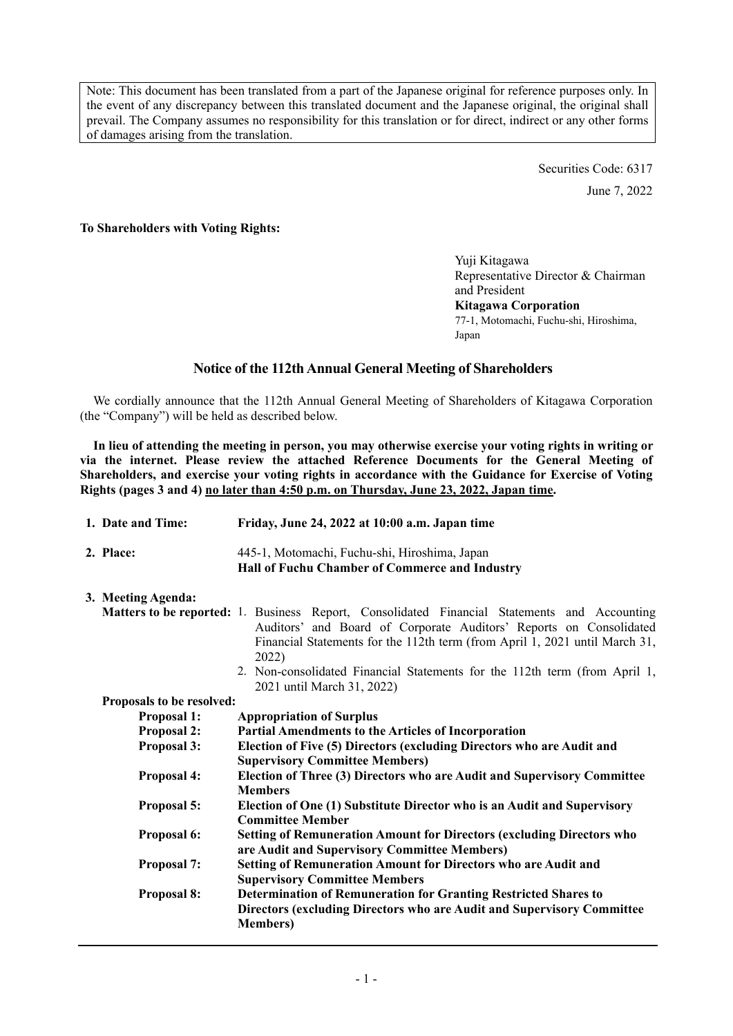Note: This document has been translated from a part of the Japanese original for reference purposes only. In the event of any discrepancy between this translated document and the Japanese original, the original shall prevail. The Company assumes no responsibility for this translation or for direct, indirect or any other forms of damages arising from the translation.

Securities Code: 6317

June 7, 2022

**To Shareholders with Voting Rights:**

Yuji Kitagawa
Representative Director & Chairman and President
**Kitagawa Corporation**
77-1, Motomachi, Fuchu-shi, Hiroshima, Japan

## Notice of the 112th Annual General Meeting of Shareholders

We cordially announce that the 112th Annual General Meeting of Shareholders of Kitagawa Corporation (the "Company") will be held as described below.

**In lieu of attending the meeting in person, you may otherwise exercise your voting rights in writing or via the internet. Please review the attached Reference Documents for the General Meeting of Shareholders, and exercise your voting rights in accordance with the Guidance for Exercise of Voting Rights (pages 3 and 4) <u>no later than 4:50 p.m. on Thursday, June 23, 2022, Japan time</u>.**

**1. Date and Time:** **Friday, June 24, 2022 at 10:00 a.m. Japan time**

**2. Place:** 445-1, Motomachi, Fuchu-shi, Hiroshima, Japan
**Hall of Fuchu Chamber of Commerce and Industry**

**3. Meeting Agenda:**

**Matters to be reported:**

1. Business Report, Consolidated Financial Statements and Accounting Auditors' and Board of Corporate Auditors' Reports on Consolidated Financial Statements for the 112th term (from April 1, 2021 until March 31, 2022)
2. Non-consolidated Financial Statements for the 112th term (from April 1, 2021 until March 31, 2022)

**Proposals to be resolved:**

**Proposal 1:** **Appropriation of Surplus**

**Proposal 2:** **Partial Amendments to the Articles of Incorporation**

**Proposal 3:** **Election of Five (5) Directors (excluding Directors who are Audit and Supervisory Committee Members)**

**Proposal 4:** **Election of Three (3) Directors who are Audit and Supervisory Committee Members**

**Proposal 5:** **Election of One (1) Substitute Director who is an Audit and Supervisory Committee Member**

**Proposal 6:** **Setting of Remuneration Amount for Directors (excluding Directors who are Audit and Supervisory Committee Members)**

**Proposal 7:** **Setting of Remuneration Amount for Directors who are Audit and Supervisory Committee Members**

**Proposal 8:** **Determination of Remuneration for Granting Restricted Shares to Directors (excluding Directors who are Audit and Supervisory Committee Members)**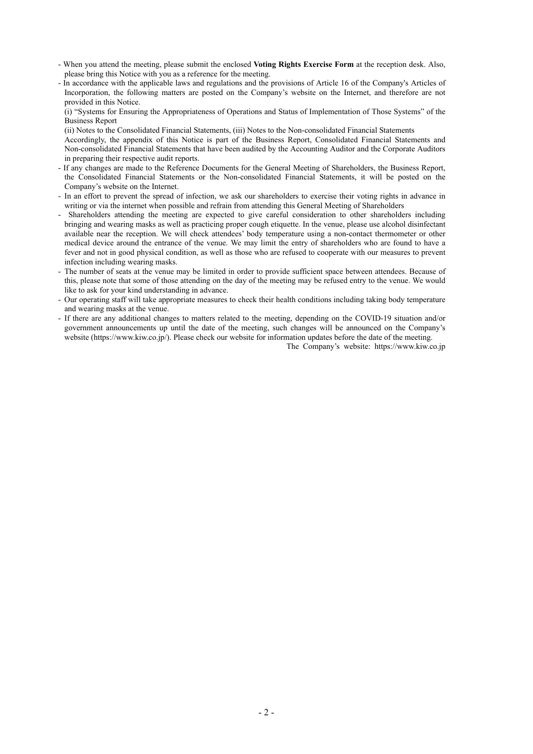- When you attend the meeting, please submit the enclosed **Voting Rights Exercise Form** at the reception desk. Also, please bring this Notice with you as a reference for the meeting.
- In accordance with the applicable laws and regulations and the provisions of Article 16 of the Company's Articles of Incorporation, the following matters are posted on the Company's website on the Internet, and therefore are not provided in this Notice.

  (i) "Systems for Ensuring the Appropriateness of Operations and Status of Implementation of Those Systems" of the Business Report

  (ii) Notes to the Consolidated Financial Statements, (iii) Notes to the Non-consolidated Financial Statements

  Accordingly, the appendix of this Notice is part of the Business Report, Consolidated Financial Statements and Non-consolidated Financial Statements that have been audited by the Accounting Auditor and the Corporate Auditors in preparing their respective audit reports.
- If any changes are made to the Reference Documents for the General Meeting of Shareholders, the Business Report, the Consolidated Financial Statements or the Non-consolidated Financial Statements, it will be posted on the Company's website on the Internet.
- In an effort to prevent the spread of infection, we ask our shareholders to exercise their voting rights in advance in writing or via the internet when possible and refrain from attending this General Meeting of Shareholders
- Shareholders attending the meeting are expected to give careful consideration to other shareholders including bringing and wearing masks as well as practicing proper cough etiquette. In the venue, please use alcohol disinfectant available near the reception. We will check attendees' body temperature using a non-contact thermometer or other medical device around the entrance of the venue. We may limit the entry of shareholders who are found to have a fever and not in good physical condition, as well as those who are refused to cooperate with our measures to prevent infection including wearing masks.
- The number of seats at the venue may be limited in order to provide sufficient space between attendees. Because of this, please note that some of those attending on the day of the meeting may be refused entry to the venue. We would like to ask for your kind understanding in advance.
- Our operating staff will take appropriate measures to check their health conditions including taking body temperature and wearing masks at the venue.
- If there are any additional changes to matters related to the meeting, depending on the COVID-19 situation and/or government announcements up until the date of the meeting, such changes will be announced on the Company's website (https://www.kiw.co.jp/). Please check our website for information updates before the date of the meeting.

The Company's website: https://www.kiw.co.jp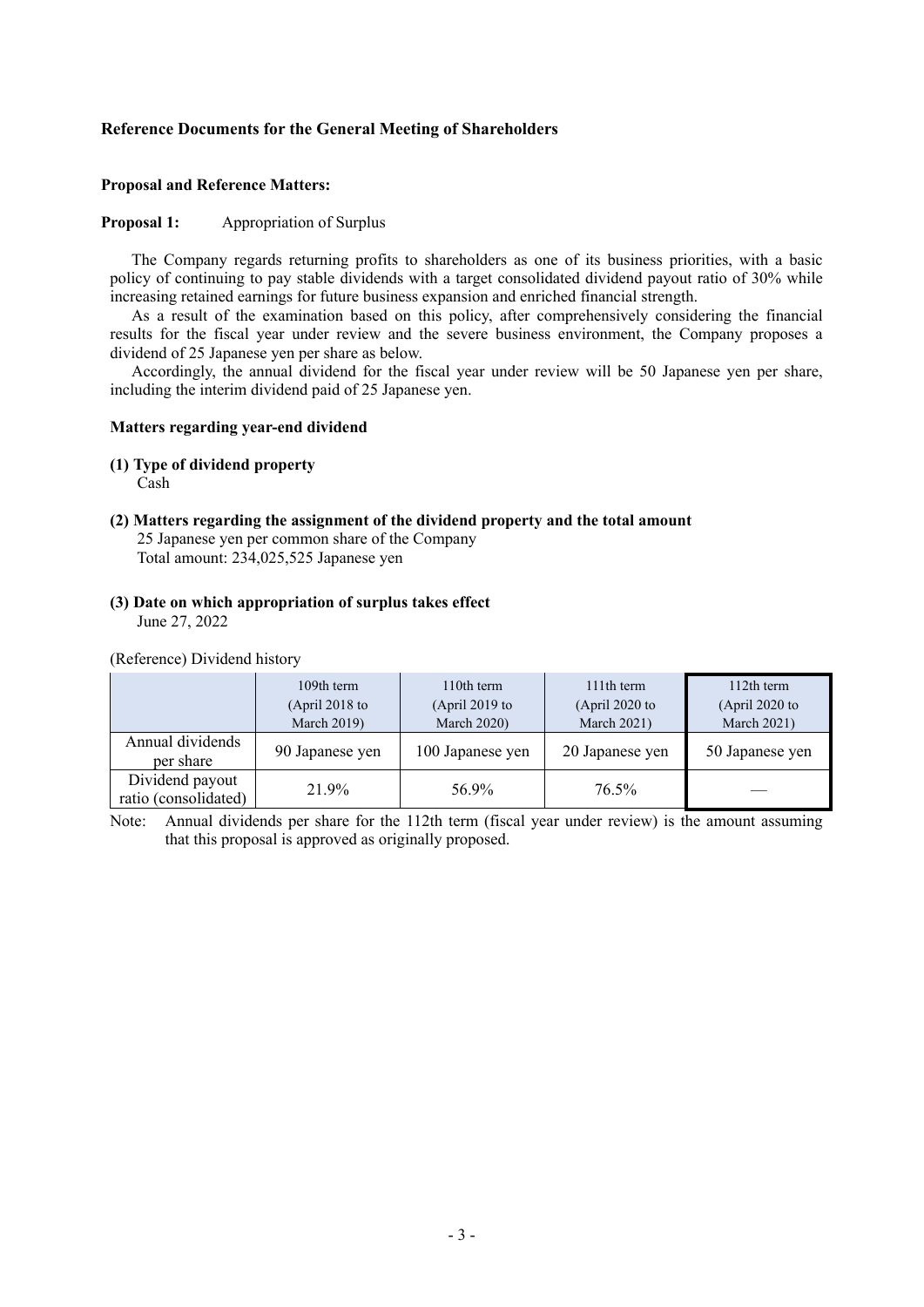## Reference Documents for the General Meeting of Shareholders

### Proposal and Reference Matters:

**Proposal 1:** Appropriation of Surplus

The Company regards returning profits to shareholders as one of its business priorities, with a basic policy of continuing to pay stable dividends with a target consolidated dividend payout ratio of 30% while increasing retained earnings for future business expansion and enriched financial strength.

As a result of the examination based on this policy, after comprehensively considering the financial results for the fiscal year under review and the severe business environment, the Company proposes a dividend of 25 Japanese yen per share as below.

Accordingly, the annual dividend for the fiscal year under review will be 50 Japanese yen per share, including the interim dividend paid of 25 Japanese yen.

**Matters regarding year-end dividend**

**(1) Type of dividend property**
Cash

**(2) Matters regarding the assignment of the dividend property and the total amount**
25 Japanese yen per common share of the Company
Total amount: 234,025,525 Japanese yen

**(3) Date on which appropriation of surplus takes effect**
June 27, 2022

(Reference) Dividend history

| | 109th term (April 2018 to March 2019) | 110th term (April 2019 to March 2020) | 111th term (April 2020 to March 2021) | 112th term (April 2020 to March 2021) |
|---|---|---|---|---|
| Annual dividends per share | 90 Japanese yen | 100 Japanese yen | 20 Japanese yen | 50 Japanese yen |
| Dividend payout ratio (consolidated) | 21.9% | 56.9% | 76.5% | — |

Note: Annual dividends per share for the 112th term (fiscal year under review) is the amount assuming that this proposal is approved as originally proposed.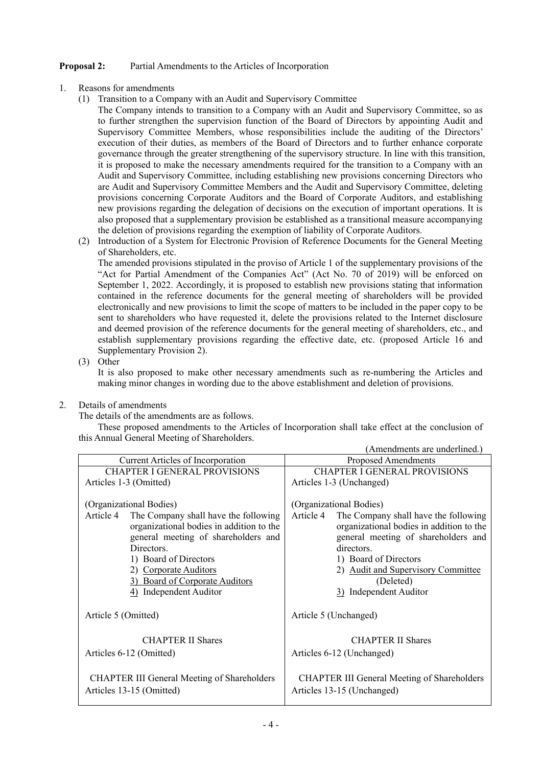**Proposal 2:** Partial Amendments to the Articles of Incorporation

1. Reasons for amendments
   (1) Transition to a Company with an Audit and Supervisory Committee
   The Company intends to transition to a Company with an Audit and Supervisory Committee, so as to further strengthen the supervision function of the Board of Directors by appointing Audit and Supervisory Committee Members, whose responsibilities include the auditing of the Directors' execution of their duties, as members of the Board of Directors and to further enhance corporate governance through the greater strengthening of the supervisory structure. In line with this transition, it is proposed to make the necessary amendments required for the transition to a Company with an Audit and Supervisory Committee, including establishing new provisions concerning Directors who are Audit and Supervisory Committee Members and the Audit and Supervisory Committee, deleting provisions concerning Corporate Auditors and the Board of Corporate Auditors, and establishing new provisions regarding the delegation of decisions on the execution of important operations. It is also proposed that a supplementary provision be established as a transitional measure accompanying the deletion of provisions regarding the exemption of liability of Corporate Auditors.
   (2) Introduction of a System for Electronic Provision of Reference Documents for the General Meeting of Shareholders, etc.
   The amended provisions stipulated in the proviso of Article 1 of the supplementary provisions of the "Act for Partial Amendment of the Companies Act" (Act No. 70 of 2019) will be enforced on September 1, 2022. Accordingly, it is proposed to establish new provisions stating that information contained in the reference documents for the general meeting of shareholders will be provided electronically and new provisions to limit the scope of matters to be included in the paper copy to be sent to shareholders who have requested it, delete the provisions related to the Internet disclosure and deemed provision of the reference documents for the general meeting of shareholders, etc., and establish supplementary provisions regarding the effective date, etc. (proposed Article 16 and Supplementary Provision 2).
   (3) Other
   It is also proposed to make other necessary amendments such as re-numbering the Articles and making minor changes in wording due to the above establishment and deletion of provisions.

2. Details of amendments
   The details of the amendments are as follows.
   These proposed amendments to the Articles of Incorporation shall take effect at the conclusion of this Annual General Meeting of Shareholders.

(Amendments are underlined.)

| Current Articles of Incorporation | Proposed Amendments |
|---|---|
| CHAPTER I GENERAL PROVISIONS | CHAPTER I GENERAL PROVISIONS |
| Articles 1-3 (Omitted) | Articles 1-3 (Unchanged) |
| (Organizational Bodies) | (Organizational Bodies) |
| Article 4 The Company shall have the following organizational bodies in addition to the general meeting of shareholders and Directors.<br>1) Board of Directors<br>2) <u>Corporate Auditors</u><br><u>3) Board of Corporate Auditors</u><br><u>4)</u> Independent Auditor | Article 4 The Company shall have the following organizational bodies in addition to the general meeting of shareholders and directors.<br>1) Board of Directors<br>2) <u>Audit and Supervisory Committee</u><br>(Deleted)<br><u>3)</u> Independent Auditor |
| Article 5 (Omitted) | Article 5 (Unchanged) |
| CHAPTER II Shares | CHAPTER II Shares |
| Articles 6-12 (Omitted) | Articles 6-12 (Unchanged) |
| CHAPTER III General Meeting of Shareholders | CHAPTER III General Meeting of Shareholders |
| Articles 13-15 (Omitted) | Articles 13-15 (Unchanged) |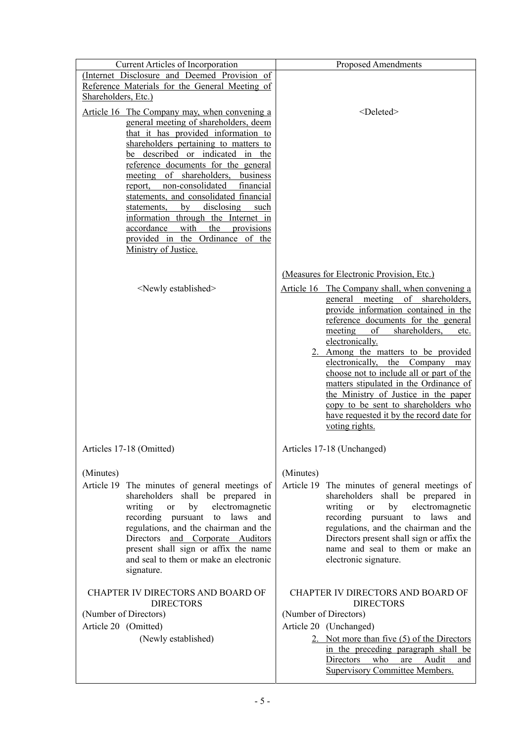| Current Articles of Incorporation | Proposed Amendments |
|---|---|
| (Internet Disclosure and Deemed Provision of Reference Materials for the General Meeting of Shareholders, Etc.)<br><br>Article 16 The Company may, when convening a general meeting of shareholders, deem that it has provided information to shareholders pertaining to matters to be described or indicated in the reference documents for the general meeting of shareholders, business report, non-consolidated financial statements, and consolidated financial statements, by disclosing such information through the Internet in accordance with the provisions provided in the Ordinance of the Ministry of Justice. | <Deleted> |
| <Newly established> | (Measures for Electronic Provision, Etc.)<br><br>Article 16 The Company shall, when convening a general meeting of shareholders, provide information contained in the reference documents for the general meeting of shareholders, etc. electronically.<br>2. Among the matters to be provided electronically, the Company may choose not to include all or part of the matters stipulated in the Ordinance of the Ministry of Justice in the paper copy to be sent to shareholders who have requested it by the record date for voting rights. |
| Articles 17-18 (Omitted) | Articles 17-18 (Unchanged) |
| (Minutes)<br>Article 19 The minutes of general meetings of shareholders shall be prepared in writing or by electromagnetic recording pursuant to laws and regulations, and the chairman and the Directors and Corporate Auditors present shall sign or affix the name and seal to them or make an electronic signature. | (Minutes)<br>Article 19 The minutes of general meetings of shareholders shall be prepared in writing or by electromagnetic recording pursuant to laws and regulations, and the chairman and the Directors present shall sign or affix the name and seal to them or make an electronic signature. |
| CHAPTER IV DIRECTORS AND BOARD OF DIRECTORS<br>(Number of Directors)<br>Article 20 (Omitted)<br>(Newly established) | CHAPTER IV DIRECTORS AND BOARD OF DIRECTORS<br>(Number of Directors)<br>Article 20 (Unchanged)<br>2. Not more than five (5) of the Directors in the preceding paragraph shall be Directors who are Audit and Supervisory Committee Members. |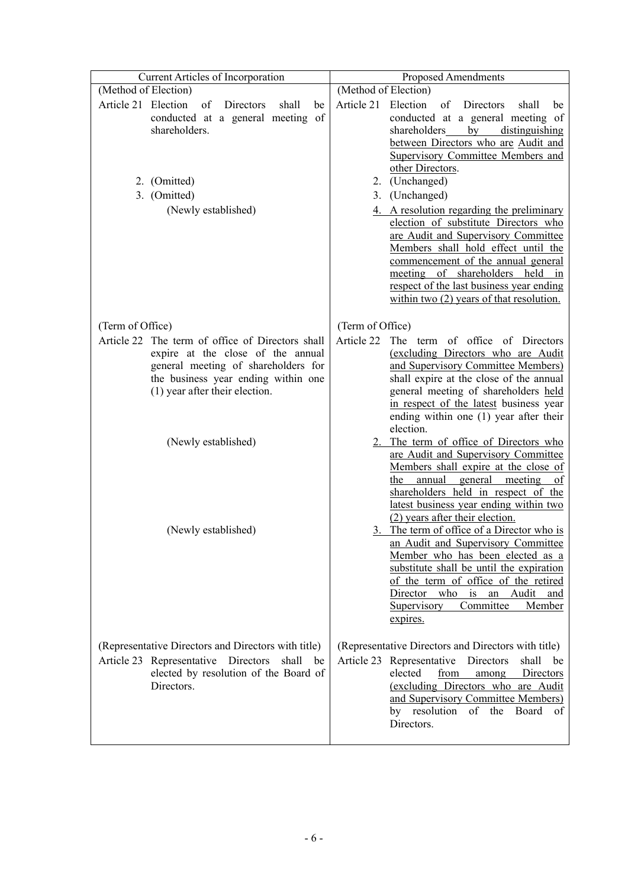| Current Articles of Incorporation | Proposed Amendments |
|---|---|
| (Method of Election) | (Method of Election) |
| Article 21 Election of Directors shall be conducted at a general meeting of shareholders. | Article 21 Election of Directors shall be conducted at a general meeting of shareholders by distinguishing between Directors who are Audit and Supervisory Committee Members and other Directors. |
| 2. (Omitted) | 2. (Unchanged) |
| 3. (Omitted) | 3. (Unchanged) |
| (Newly established) | 4. A resolution regarding the preliminary election of substitute Directors who are Audit and Supervisory Committee Members shall hold effect until the commencement of the annual general meeting of shareholders held in respect of the last business year ending within two (2) years of that resolution. |
| (Term of Office) | (Term of Office) |
| Article 22 The term of office of Directors shall expire at the close of the annual general meeting of shareholders for the business year ending within one (1) year after their election. | Article 22 The term of office of Directors (excluding Directors who are Audit and Supervisory Committee Members) shall expire at the close of the annual general meeting of shareholders held in respect of the latest business year ending within one (1) year after their election. |
| (Newly established) | 2. The term of office of Directors who are Audit and Supervisory Committee Members shall expire at the close of the annual general meeting of shareholders held in respect of the latest business year ending within two (2) years after their election. |
| (Newly established) | 3. The term of office of a Director who is an Audit and Supervisory Committee Member who has been elected as a substitute shall be until the expiration of the term of office of the retired Director who is an Audit and Supervisory Committee Member expires. |
| (Representative Directors and Directors with title) | (Representative Directors and Directors with title) |
| Article 23 Representative Directors shall be elected by resolution of the Board of Directors. | Article 23 Representative Directors shall be elected from among Directors (excluding Directors who are Audit and Supervisory Committee Members) by resolution of the Board of Directors. |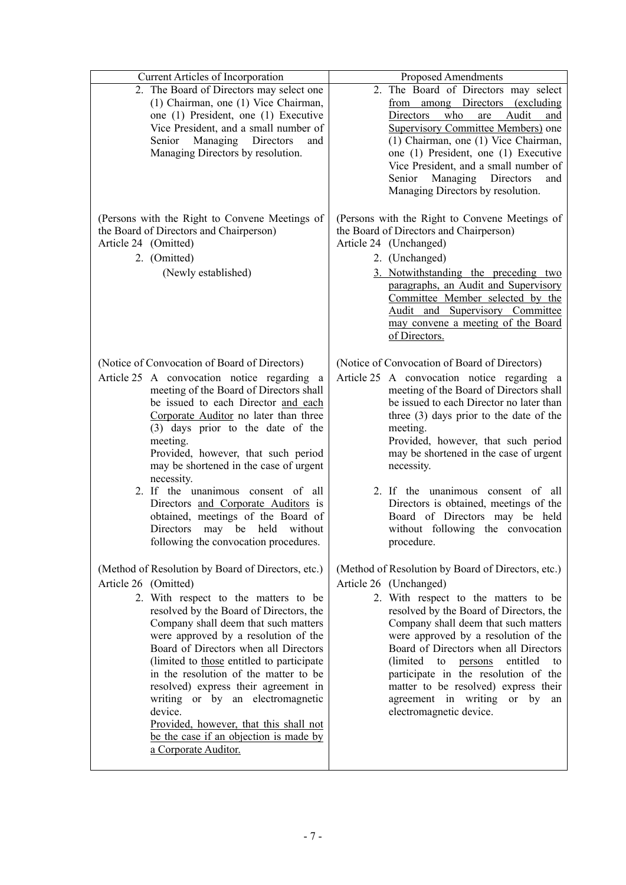| Current Articles of Incorporation | Proposed Amendments |
|---|---|
| 2. The Board of Directors may select one (1) Chairman, one (1) Vice Chairman, one (1) President, one (1) Executive Vice President, and a small number of Senior Managing Directors and Managing Directors by resolution. | 2. The Board of Directors may select from among Directors (excluding Directors who are Audit and Supervisory Committee Members) one (1) Chairman, one (1) Vice Chairman, one (1) President, one (1) Executive Vice President, and a small number of Senior Managing Directors and Managing Directors by resolution. |
| (Persons with the Right to Convene Meetings of the Board of Directors and Chairperson)<br>Article 24 (Omitted)<br>2. (Omitted)<br>(Newly established) | (Persons with the Right to Convene Meetings of the Board of Directors and Chairperson)<br>Article 24 (Unchanged)<br>2. (Unchanged)<br>3. Notwithstanding the preceding two paragraphs, an Audit and Supervisory Committee Member selected by the Audit and Supervisory Committee may convene a meeting of the Board of Directors. |
| (Notice of Convocation of Board of Directors)<br>Article 25 A convocation notice regarding a meeting of the Board of Directors shall be issued to each Director and each Corporate Auditor no later than three (3) days prior to the date of the meeting.<br>Provided, however, that such period may be shortened in the case of urgent necessity.<br>2. If the unanimous consent of all Directors and Corporate Auditors is obtained, meetings of the Board of Directors may be held without following the convocation procedures. | (Notice of Convocation of Board of Directors)<br>Article 25 A convocation notice regarding a meeting of the Board of Directors shall be issued to each Director no later than three (3) days prior to the date of the meeting.<br>Provided, however, that such period may be shortened in the case of urgent necessity.<br>2. If the unanimous consent of all Directors is obtained, meetings of the Board of Directors may be held without following the convocation procedure. |
| (Method of Resolution by Board of Directors, etc.)<br>Article 26 (Omitted)<br>2. With respect to the matters to be resolved by the Board of Directors, the Company shall deem that such matters were approved by a resolution of the Board of Directors when all Directors (limited to those entitled to participate in the resolution of the matter to be resolved) express their agreement in writing or by an electromagnetic device.<br>Provided, however, that this shall not be the case if an objection is made by a Corporate Auditor. | (Method of Resolution by Board of Directors, etc.)<br>Article 26 (Unchanged)<br>2. With respect to the matters to be resolved by the Board of Directors, the Company shall deem that such matters were approved by a resolution of the Board of Directors when all Directors (limited to persons entitled to participate in the resolution of the matter to be resolved) express their agreement in writing or by an electromagnetic device. |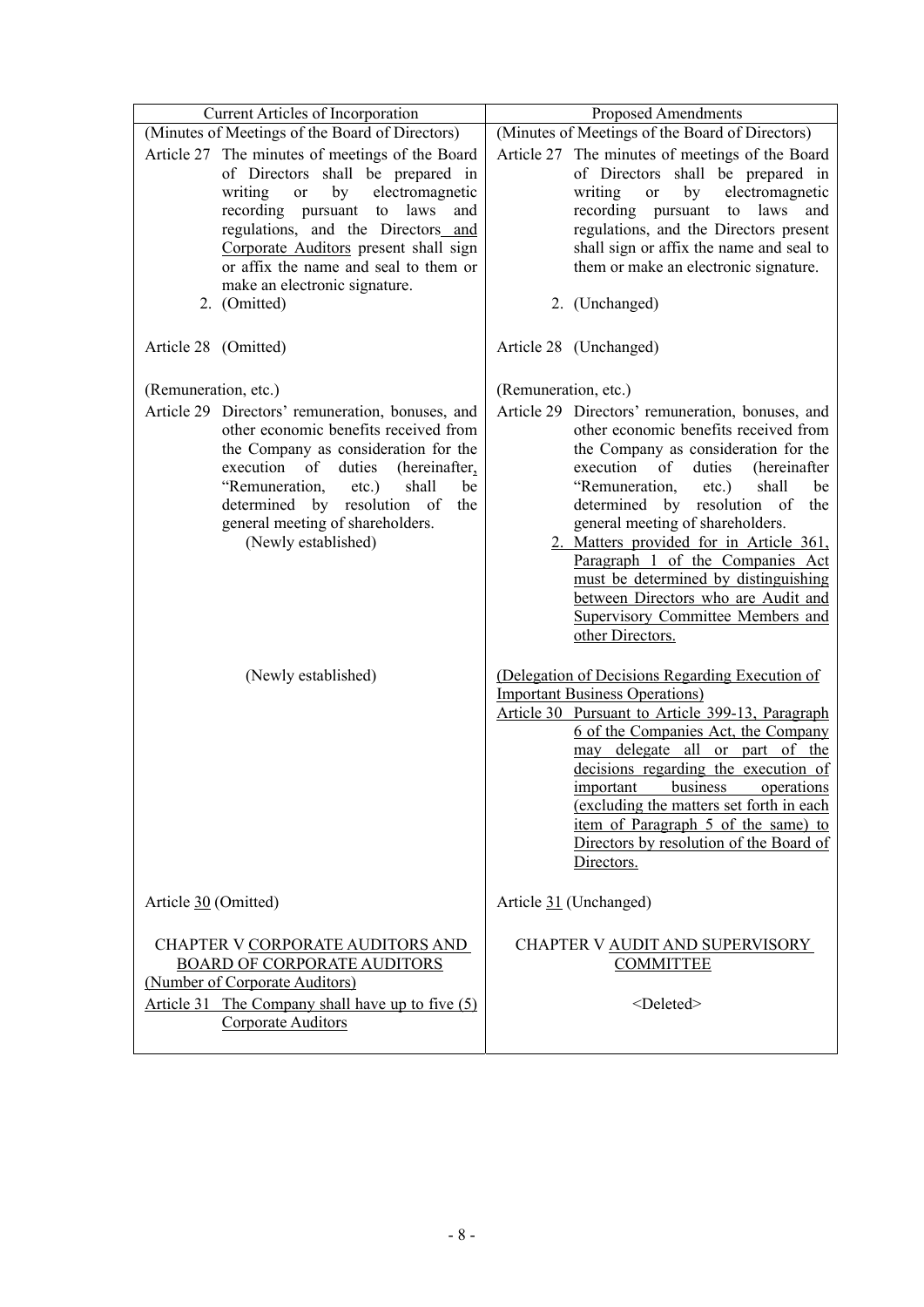| Current Articles of Incorporation | Proposed Amendments |
|---|---|
| (Minutes of Meetings of the Board of Directors)<br>Article 27 The minutes of meetings of the Board of Directors shall be prepared in writing or by electromagnetic recording pursuant to laws and regulations, and the Directors and Corporate Auditors present shall sign or affix the name and seal to them or make an electronic signature.<br>2. (Omitted) | (Minutes of Meetings of the Board of Directors)<br>Article 27 The minutes of meetings of the Board of Directors shall be prepared in writing or by electromagnetic recording pursuant to laws and regulations, and the Directors present shall sign or affix the name and seal to them or make an electronic signature.<br>2. (Unchanged) |
| Article 28 (Omitted) | Article 28 (Unchanged) |
| (Remuneration, etc.)<br>Article 29 Directors' remuneration, bonuses, and other economic benefits received from the Company as consideration for the execution of duties (hereinafter, "Remuneration, etc.) shall be determined by resolution of the general meeting of shareholders.<br>(Newly established) | (Remuneration, etc.)<br>Article 29 Directors' remuneration, bonuses, and other economic benefits received from the Company as consideration for the execution of duties (hereinafter "Remuneration, etc.) shall be determined by resolution of the general meeting of shareholders.<br>2. Matters provided for in Article 361, Paragraph 1 of the Companies Act must be determined by distinguishing between Directors who are Audit and Supervisory Committee Members and other Directors. |
| (Newly established) | (Delegation of Decisions Regarding Execution of Important Business Operations)<br>Article 30 Pursuant to Article 399-13, Paragraph 6 of the Companies Act, the Company may delegate all or part of the decisions regarding the execution of important business operations (excluding the matters set forth in each item of Paragraph 5 of the same) to Directors by resolution of the Board of Directors. |
| Article 30 (Omitted) | Article 31 (Unchanged) |
| CHAPTER V CORPORATE AUDITORS AND BOARD OF CORPORATE AUDITORS<br>(Number of Corporate Auditors)<br>Article 31 The Company shall have up to five (5) Corporate Auditors | CHAPTER V AUDIT AND SUPERVISORY COMMITTEE<br><br><Deleted> |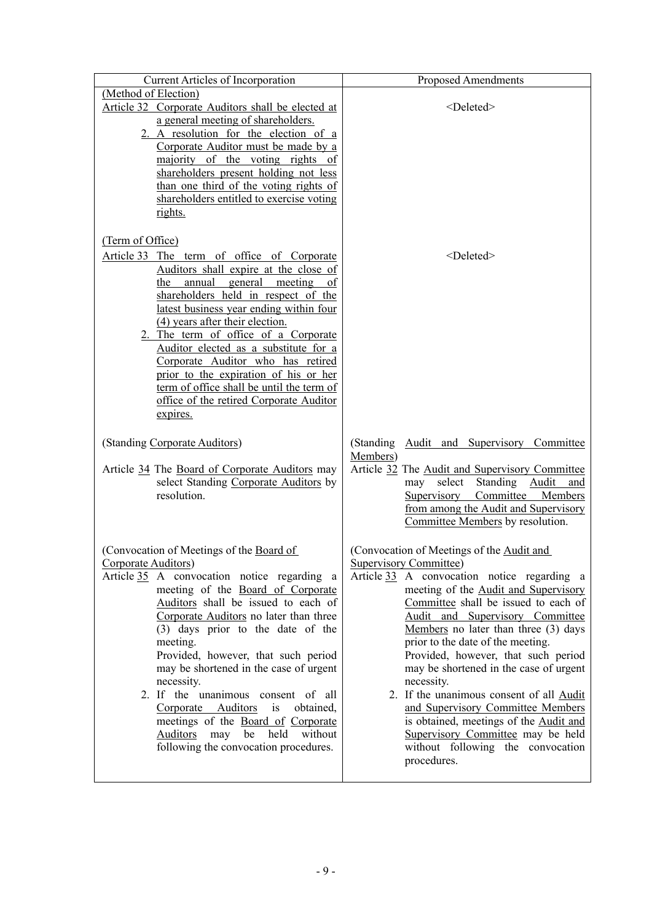| Current Articles of Incorporation | Proposed Amendments |
|---|---|
| (Method of Election)<br>Article 32 Corporate Auditors shall be elected at a general meeting of shareholders.<br>2. A resolution for the election of a Corporate Auditor must be made by a majority of the voting rights of shareholders present holding not less than one third of the voting rights of shareholders entitled to exercise voting rights. | <Deleted> |
| (Term of Office)<br>Article 33 The term of office of Corporate Auditors shall expire at the close of the annual general meeting of shareholders held in respect of the latest business year ending within four (4) years after their election.<br>2. The term of office of a Corporate Auditor elected as a substitute for a Corporate Auditor who has retired prior to the expiration of his or her term of office shall be until the term of office of the retired Corporate Auditor expires. | <Deleted> |
| (Standing Corporate Auditors)<br>Article 34 The Board of Corporate Auditors may select Standing Corporate Auditors by resolution. | (Standing Audit and Supervisory Committee Members)<br>Article 32 The Audit and Supervisory Committee may select Standing Audit and Supervisory Committee Members from among the Audit and Supervisory Committee Members by resolution. |
| (Convocation of Meetings of the Board of Corporate Auditors)<br>Article 35 A convocation notice regarding a meeting of the Board of Corporate Auditors shall be issued to each of Corporate Auditors no later than three (3) days prior to the date of the meeting.<br>Provided, however, that such period may be shortened in the case of urgent necessity.<br>2. If the unanimous consent of all Corporate Auditors is obtained, meetings of the Board of Corporate Auditors may be held without following the convocation procedures. | (Convocation of Meetings of the Audit and Supervisory Committee)<br>Article 33 A convocation notice regarding a meeting of the Audit and Supervisory Committee shall be issued to each of Audit and Supervisory Committee Members no later than three (3) days prior to the date of the meeting.<br>Provided, however, that such period may be shortened in the case of urgent necessity.<br>2. If the unanimous consent of all Audit and Supervisory Committee Members is obtained, meetings of the Audit and Supervisory Committee may be held without following the convocation procedures. |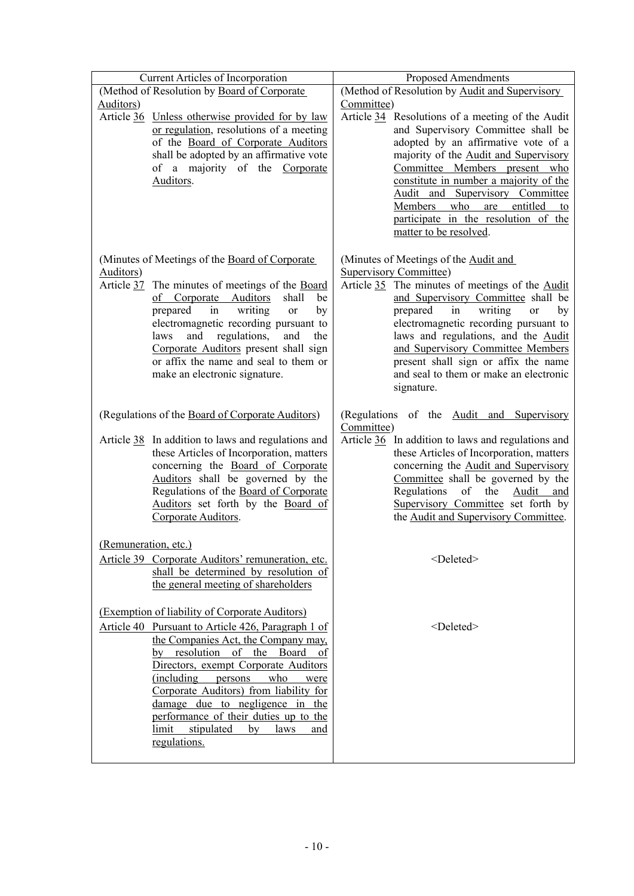| Current Articles of Incorporation | Proposed Amendments |
|---|---|
| (Method of Resolution by Board of Corporate Auditors)<br>Article 36 Unless otherwise provided for by law or regulation, resolutions of a meeting of the Board of Corporate Auditors shall be adopted by an affirmative vote of a majority of the Corporate Auditors. | (Method of Resolution by Audit and Supervisory Committee)<br>Article 34 Resolutions of a meeting of the Audit and Supervisory Committee shall be adopted by an affirmative vote of a majority of the Audit and Supervisory Committee Members present who constitute in number a majority of the Audit and Supervisory Committee Members who are entitled to participate in the resolution of the matter to be resolved. |
| (Minutes of Meetings of the Board of Corporate Auditors)<br>Article 37 The minutes of meetings of the Board of Corporate Auditors shall be prepared in writing or by electromagnetic recording pursuant to laws and regulations, and the Corporate Auditors present shall sign or affix the name and seal to them or make an electronic signature. | (Minutes of Meetings of the Audit and Supervisory Committee)<br>Article 35 The minutes of meetings of the Audit and Supervisory Committee shall be prepared in writing or by electromagnetic recording pursuant to laws and regulations, and the Audit and Supervisory Committee Members present shall sign or affix the name and seal to them or make an electronic signature. |
| (Regulations of the Board of Corporate Auditors)<br>Article 38 In addition to laws and regulations and these Articles of Incorporation, matters concerning the Board of Corporate Auditors shall be governed by the Regulations of the Board of Corporate Auditors set forth by the Board of Corporate Auditors. | (Regulations of the Audit and Supervisory Committee)<br>Article 36 In addition to laws and regulations and these Articles of Incorporation, matters concerning the Audit and Supervisory Committee shall be governed by the Regulations of the Audit and Supervisory Committee set forth by the Audit and Supervisory Committee. |
| (Remuneration, etc.)<br>Article 39 Corporate Auditors' remuneration, etc. shall be determined by resolution of the general meeting of shareholders | <Deleted> |
| (Exemption of liability of Corporate Auditors)<br>Article 40 Pursuant to Article 426, Paragraph 1 of the Companies Act, the Company may, by resolution of the Board of Directors, exempt Corporate Auditors (including persons who were Corporate Auditors) from liability for damage due to negligence in the performance of their duties up to the limit stipulated by laws and regulations. | <Deleted> |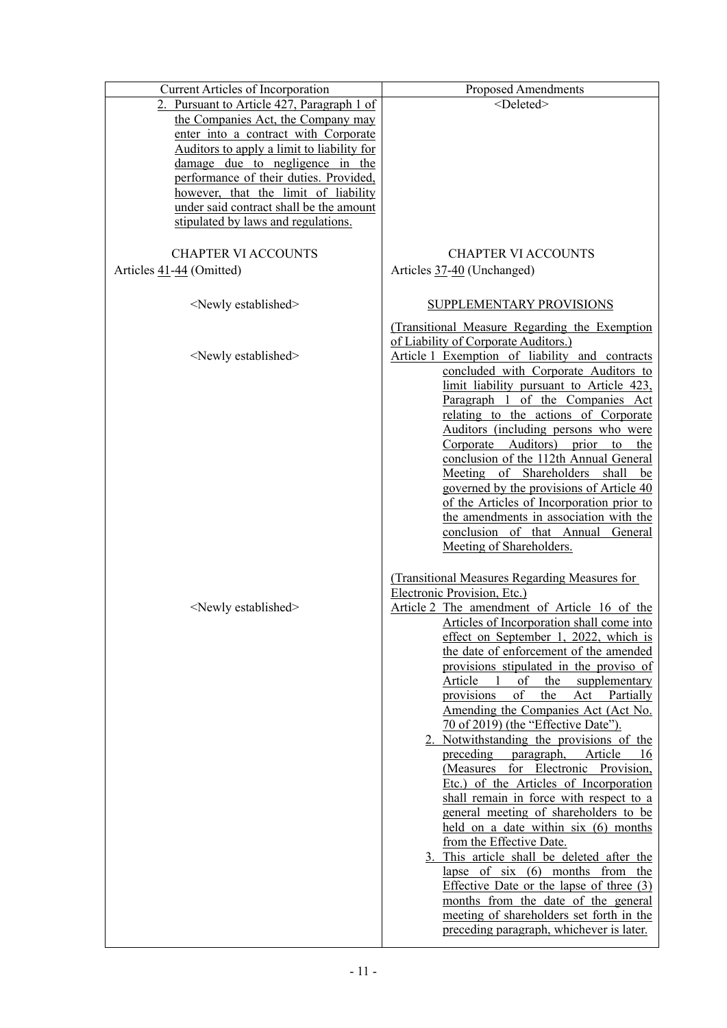| Current Articles of Incorporation | Proposed Amendments |
|---|---|
| 2. Pursuant to Article 427, Paragraph 1 of the Companies Act, the Company may enter into a contract with Corporate Auditors to apply a limit to liability for damage due to negligence in the performance of their duties. Provided, however, that the limit of liability under said contract shall be the amount stipulated by laws and regulations. | <Deleted> |
| CHAPTER VI ACCOUNTS | CHAPTER VI ACCOUNTS |
| Articles 41-44 (Omitted) | Articles 37-40 (Unchanged) |
| <Newly established> | SUPPLEMENTARY PROVISIONS |
| <Newly established> | (Transitional Measure Regarding the Exemption of Liability of Corporate Auditors.)<br>Article 1 Exemption of liability and contracts concluded with Corporate Auditors to limit liability pursuant to Article 423, Paragraph 1 of the Companies Act relating to the actions of Corporate Auditors (including persons who were Corporate Auditors) prior to the conclusion of the 112th Annual General Meeting of Shareholders shall be governed by the provisions of Article 40 of the Articles of Incorporation prior to the amendments in association with the conclusion of that Annual General Meeting of Shareholders. |
| <Newly established> | (Transitional Measures Regarding Measures for Electronic Provision, Etc.)<br>Article 2 The amendment of Article 16 of the Articles of Incorporation shall come into effect on September 1, 2022, which is the date of enforcement of the amended provisions stipulated in the proviso of Article 1 of the supplementary provisions of the Act Partially Amending the Companies Act (Act No. 70 of 2019) (the "Effective Date").<br>2. Notwithstanding the provisions of the preceding paragraph, Article 16 (Measures for Electronic Provision, Etc.) of the Articles of Incorporation shall remain in force with respect to a general meeting of shareholders to be held on a date within six (6) months from the Effective Date.<br>3. This article shall be deleted after the lapse of six (6) months from the Effective Date or the lapse of three (3) months from the date of the general meeting of shareholders set forth in the preceding paragraph, whichever is later. |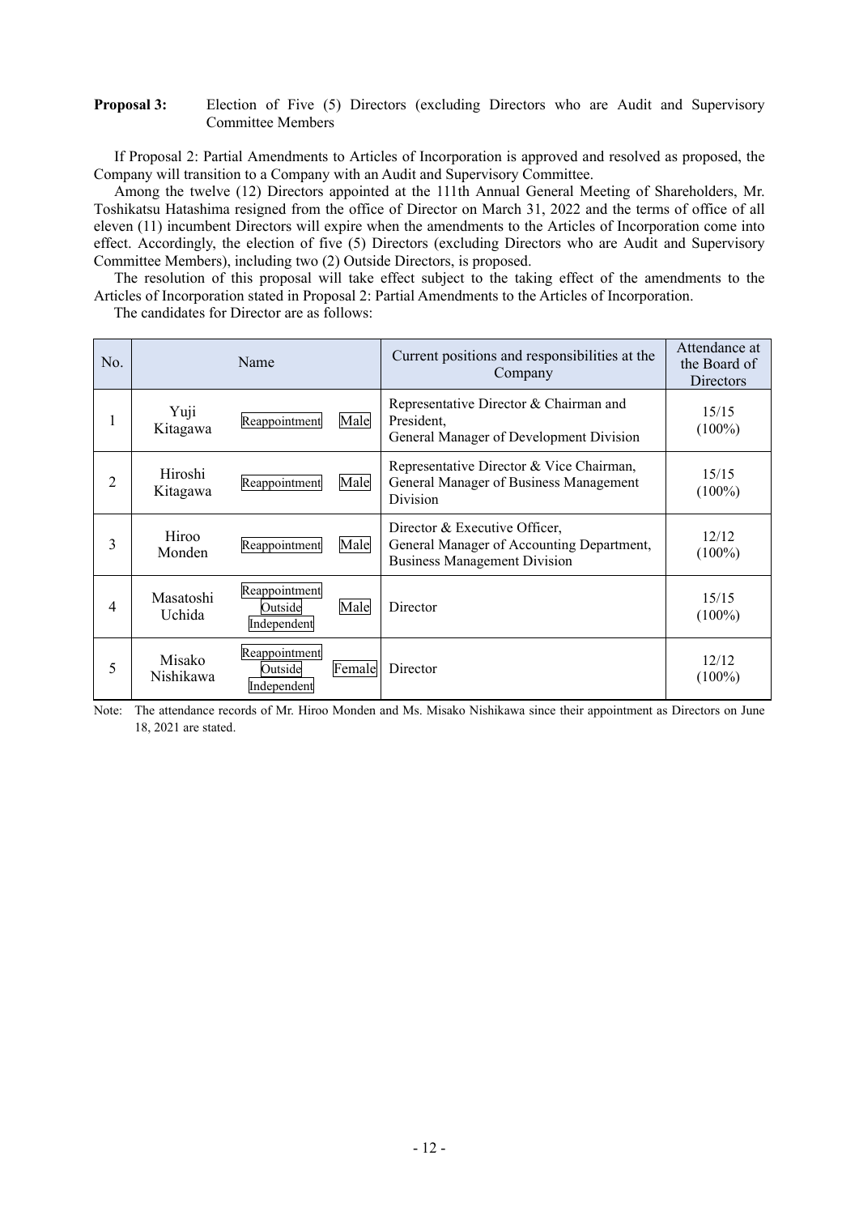**Proposal 3:** Election of Five (5) Directors (excluding Directors who are Audit and Supervisory Committee Members

If Proposal 2: Partial Amendments to Articles of Incorporation is approved and resolved as proposed, the Company will transition to a Company with an Audit and Supervisory Committee.

Among the twelve (12) Directors appointed at the 111th Annual General Meeting of Shareholders, Mr. Toshikatsu Hatashima resigned from the office of Director on March 31, 2022 and the terms of office of all eleven (11) incumbent Directors will expire when the amendments to the Articles of Incorporation come into effect. Accordingly, the election of five (5) Directors (excluding Directors who are Audit and Supervisory Committee Members), including two (2) Outside Directors, is proposed.

The resolution of this proposal will take effect subject to the taking effect of the amendments to the Articles of Incorporation stated in Proposal 2: Partial Amendments to the Articles of Incorporation.

The candidates for Director are as follows:

| No. | Name | | | Current positions and responsibilities at the Company | Attendance at the Board of Directors |
|---|---|---|---|---|---|
| 1 | Yuji Kitagawa | Reappointment | Male | Representative Director & Chairman and President, General Manager of Development Division | 15/15 (100%) |
| 2 | Hiroshi Kitagawa | Reappointment | Male | Representative Director & Vice Chairman, General Manager of Business Management Division | 15/15 (100%) |
| 3 | Hiroo Monden | Reappointment | Male | Director & Executive Officer, General Manager of Accounting Department, Business Management Division | 12/12 (100%) |
| 4 | Masatoshi Uchida | Reappointment Outside Independent | Male | Director | 15/15 (100%) |
| 5 | Misako Nishikawa | Reappointment Outside Independent | Female | Director | 12/12 (100%) |

Note: The attendance records of Mr. Hiroo Monden and Ms. Misako Nishikawa since their appointment as Directors on June 18, 2021 are stated.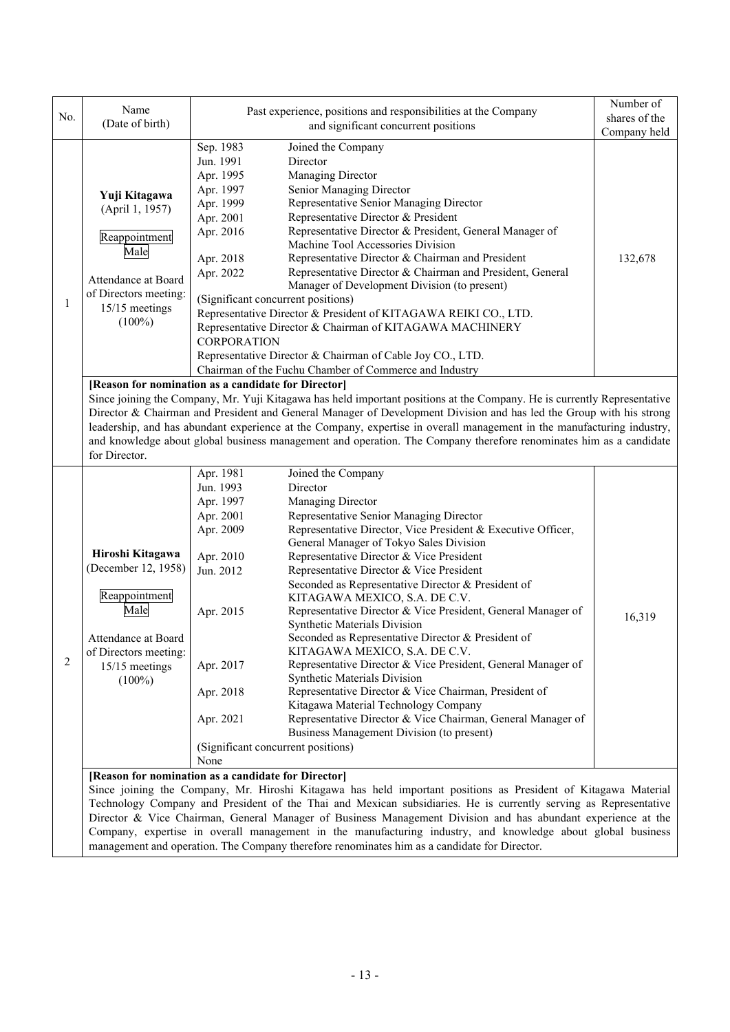| No. | Name (Date of birth) | Past experience, positions and responsibilities at the Company and significant concurrent positions | Number of shares of the Company held |
|---|---|---|---|
| 1 | **Yuji Kitagawa** (April 1, 1957)<br><br>Reappointment<br>Male<br><br>Attendance at Board of Directors meeting: 15/15 meetings (100%) | Sep. 1983 Joined the Company<br>Jun. 1991 Director<br>Apr. 1995 Managing Director<br>Apr. 1997 Senior Managing Director<br>Apr. 1999 Representative Senior Managing Director<br>Apr. 2001 Representative Director & President<br>Apr. 2016 Representative Director & President, General Manager of Machine Tool Accessories Division<br>Apr. 2018 Representative Director & Chairman and President<br>Apr. 2022 Representative Director & Chairman and President, General Manager of Development Division (to present)<br>(Significant concurrent positions)<br>Representative Director & President of KITAGAWA REIKI CO., LTD.<br>Representative Director & Chairman of KITAGAWA MACHINERY CORPORATION<br>Representative Director & Chairman of Cable Joy CO., LTD.<br>Chairman of the Fuchu Chamber of Commerce and Industry | 132,678 |
| | **[Reason for nomination as a candidate for Director]**<br>Since joining the Company, Mr. Yuji Kitagawa has held important positions at the Company. He is currently Representative Director & Chairman and President and General Manager of Development Division and has led the Group with his strong leadership, and has abundant experience at the Company, expertise in overall management in the manufacturing industry, and knowledge about global business management and operation. The Company therefore renominates him as a candidate for Director. | | |
| 2 | **Hiroshi Kitagawa** (December 12, 1958)<br><br>Reappointment<br>Male<br><br>Attendance at Board of Directors meeting: 15/15 meetings (100%) | Apr. 1981 Joined the Company<br>Jun. 1993 Director<br>Apr. 1997 Managing Director<br>Apr. 2001 Representative Senior Managing Director<br>Apr. 2009 Representative Director, Vice President & Executive Officer, General Manager of Tokyo Sales Division<br>Apr. 2010 Representative Director & Vice President<br>Jun. 2012 Representative Director & Vice President<br>Seconded as Representative Director & President of KITAGAWA MEXICO, S.A. DE C.V.<br>Apr. 2015 Representative Director & Vice President, General Manager of Synthetic Materials Division<br>Seconded as Representative Director & President of KITAGAWA MEXICO, S.A. DE C.V.<br>Apr. 2017 Representative Director & Vice President, General Manager of Synthetic Materials Division<br>Apr. 2018 Representative Director & Vice Chairman, President of Kitagawa Material Technology Company<br>Apr. 2021 Representative Director & Vice Chairman, General Manager of Business Management Division (to present)<br>(Significant concurrent positions)<br>None | 16,319 |
| | **[Reason for nomination as a candidate for Director]**<br>Since joining the Company, Mr. Hiroshi Kitagawa has held important positions as President of Kitagawa Material Technology Company and President of the Thai and Mexican subsidiaries. He is currently serving as Representative Director & Vice Chairman, General Manager of Business Management Division and has abundant experience at the Company, expertise in overall management in the manufacturing industry, and knowledge about global business management and operation. The Company therefore renominates him as a candidate for Director. | | |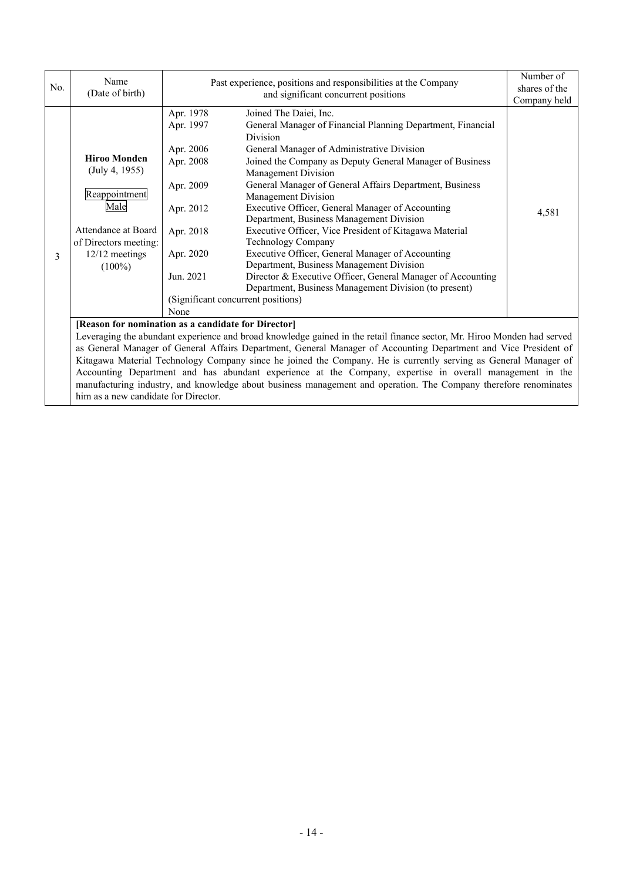| No. | Name (Date of birth) | Past experience, positions and responsibilities at the Company and significant concurrent positions | Number of shares of the Company held |
|---|---|---|---|
| 3 | **Hiroo Monden** (July 4, 1955) Reappointment Male Attendance at Board of Directors meeting: 12/12 meetings (100%) | Apr. 1978 Joined The Daiei, Inc.<br>Apr. 1997 General Manager of Financial Planning Department, Financial Division<br>Apr. 2006 General Manager of Administrative Division<br>Apr. 2008 Joined the Company as Deputy General Manager of Business Management Division<br>Apr. 2009 General Manager of General Affairs Department, Business Management Division<br>Apr. 2012 Executive Officer, General Manager of Accounting Department, Business Management Division<br>Apr. 2018 Executive Officer, Vice President of Kitagawa Material Technology Company<br>Apr. 2020 Executive Officer, General Manager of Accounting Department, Business Management Division<br>Jun. 2021 Director & Executive Officer, General Manager of Accounting Department, Business Management Division (to present)<br>(Significant concurrent positions)<br>None | 4,581 |
| | **[Reason for nomination as a candidate for Director]** Leveraging the abundant experience and broad knowledge gained in the retail finance sector, Mr. Hiroo Monden had served as General Manager of General Affairs Department, General Manager of Accounting Department and Vice President of Kitagawa Material Technology Company since he joined the Company. He is currently serving as General Manager of Accounting Department and has abundant experience at the Company, expertise in overall management in the manufacturing industry, and knowledge about business management and operation. The Company therefore renominates him as a new candidate for Director. | | |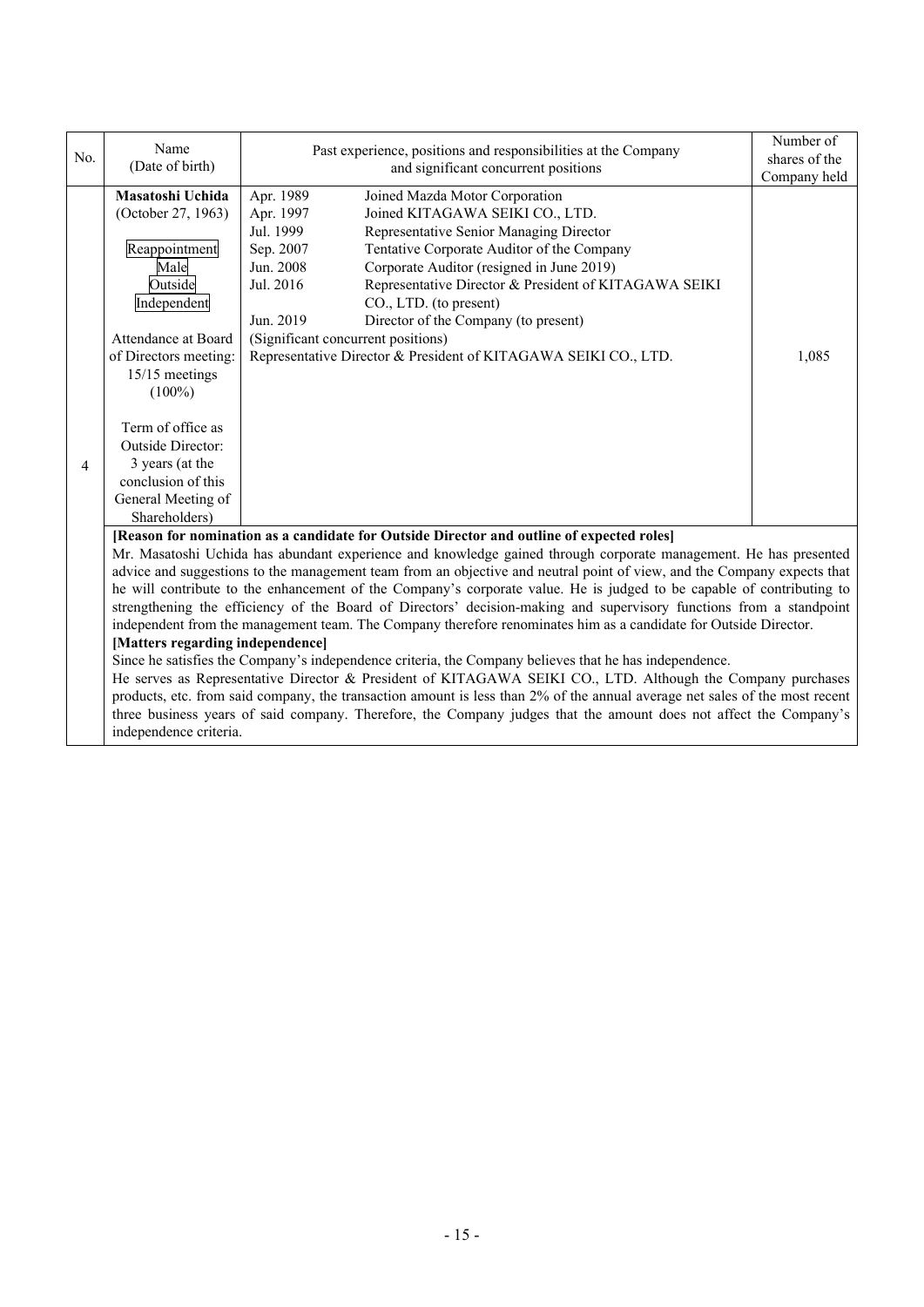| No. | Name (Date of birth) | Past experience, positions and responsibilities at the Company and significant concurrent positions | Number of shares of the Company held |
|---|---|---|---|
| 4 | **Masatoshi Uchida** (October 27, 1963)<br><br>Reappointment<br>Male<br>Outside<br>Independent<br><br>Attendance at Board of Directors meeting: 15/15 meetings (100%)<br><br>Term of office as Outside Director: 3 years (at the conclusion of this General Meeting of Shareholders) | Apr. 1989 Joined Mazda Motor Corporation<br>Apr. 1997 Joined KITAGAWA SEIKI CO., LTD.<br>Jul. 1999 Representative Senior Managing Director<br>Sep. 2007 Tentative Corporate Auditor of the Company<br>Jun. 2008 Corporate Auditor (resigned in June 2019)<br>Jul. 2016 Representative Director & President of KITAGAWA SEIKI CO., LTD. (to present)<br>Jun. 2019 Director of the Company (to present)<br>(Significant concurrent positions)<br>Representative Director & President of KITAGAWA SEIKI CO., LTD. | 1,085 |

**[Reason for nomination as a candidate for Outside Director and outline of expected roles]**

Mr. Masatoshi Uchida has abundant experience and knowledge gained through corporate management. He has presented advice and suggestions to the management team from an objective and neutral point of view, and the Company expects that he will contribute to the enhancement of the Company's corporate value. He is judged to be capable of contributing to strengthening the efficiency of the Board of Directors' decision-making and supervisory functions from a standpoint independent from the management team. The Company therefore renominates him as a candidate for Outside Director.

**[Matters regarding independence]**

Since he satisfies the Company's independence criteria, the Company believes that he has independence.

He serves as Representative Director & President of KITAGAWA SEIKI CO., LTD. Although the Company purchases products, etc. from said company, the transaction amount is less than 2% of the annual average net sales of the most recent three business years of said company. Therefore, the Company judges that the amount does not affect the Company's independence criteria.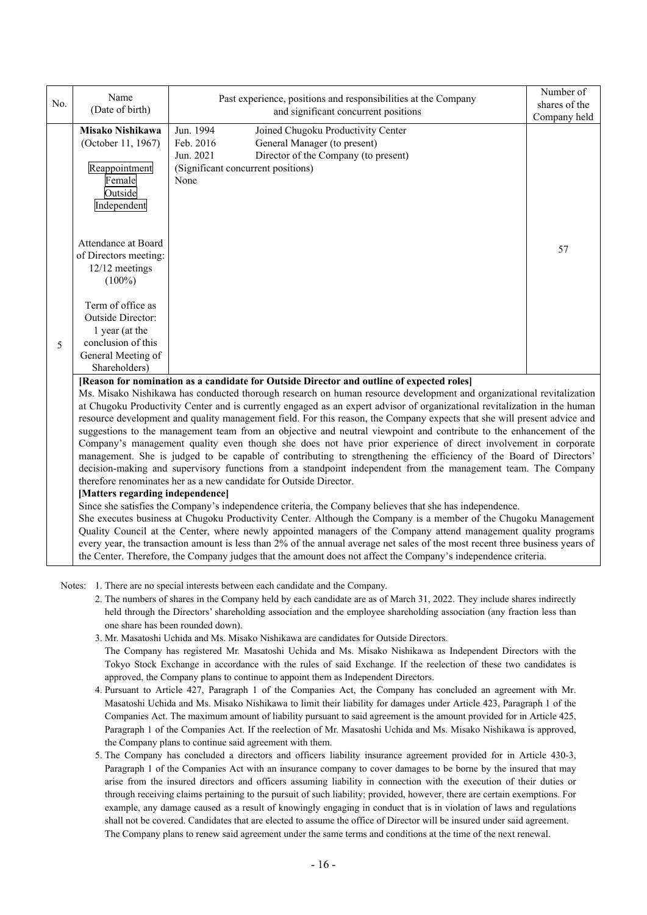| No. | Name (Date of birth) | Past experience, positions and responsibilities at the Company and significant concurrent positions | Number of shares of the Company held |
|---|---|---|---|
| 5 | **Misako Nishikawa** (October 11, 1967)<br><br>Reappointment<br>Female<br>Outside<br>Independent<br><br>Attendance at Board of Directors meeting: 12/12 meetings (100%)<br><br>Term of office as Outside Director: 1 year (at the conclusion of this General Meeting of Shareholders) | Jun. 1994 Joined Chugoku Productivity Center<br>Feb. 2016 General Manager (to present)<br>Jun. 2021 Director of the Company (to present)<br>(Significant concurrent positions)<br>None | 57 |

**[Reason for nomination as a candidate for Outside Director and outline of expected roles]**

Ms. Misako Nishikawa has conducted thorough research on human resource development and organizational revitalization at Chugoku Productivity Center and is currently engaged as an expert advisor of organizational revitalization in the human resource development and quality management field. For this reason, the Company expects that she will present advice and suggestions to the management team from an objective and neutral viewpoint and contribute to the enhancement of the Company's management quality even though she does not have prior experience of direct involvement in corporate management. She is judged to be capable of contributing to strengthening the efficiency of the Board of Directors' decision-making and supervisory functions from a standpoint independent from the management team. The Company therefore renominates her as a new candidate for Outside Director.

**[Matters regarding independence]**

Since she satisfies the Company's independence criteria, the Company believes that she has independence.

She executes business at Chugoku Productivity Center. Although the Company is a member of the Chugoku Management Quality Council at the Center, where newly appointed managers of the Company attend management quality programs every year, the transaction amount is less than 2% of the annual average net sales of the most recent three business years of the Center. Therefore, the Company judges that the amount does not affect the Company's independence criteria.

Notes:
1. There are no special interests between each candidate and the Company.
2. The numbers of shares in the Company held by each candidate are as of March 31, 2022. They include shares indirectly held through the Directors' shareholding association and the employee shareholding association (any fraction less than one share has been rounded down).
3. Mr. Masatoshi Uchida and Ms. Misako Nishikawa are candidates for Outside Directors.
   The Company has registered Mr. Masatoshi Uchida and Ms. Misako Nishikawa as Independent Directors with the Tokyo Stock Exchange in accordance with the rules of said Exchange. If the reelection of these two candidates is approved, the Company plans to continue to appoint them as Independent Directors.
4. Pursuant to Article 427, Paragraph 1 of the Companies Act, the Company has concluded an agreement with Mr. Masatoshi Uchida and Ms. Misako Nishikawa to limit their liability for damages under Article 423, Paragraph 1 of the Companies Act. The maximum amount of liability pursuant to said agreement is the amount provided for in Article 425, Paragraph 1 of the Companies Act. If the reelection of Mr. Masatoshi Uchida and Ms. Misako Nishikawa is approved, the Company plans to continue said agreement with them.
5. The Company has concluded a directors and officers liability insurance agreement provided for in Article 430-3, Paragraph 1 of the Companies Act with an insurance company to cover damages to be borne by the insured that may arise from the insured directors and officers assuming liability in connection with the execution of their duties or through receiving claims pertaining to the pursuit of such liability; provided, however, there are certain exemptions. For example, any damage caused as a result of knowingly engaging in conduct that is in violation of laws and regulations shall not be covered. Candidates that are elected to assume the office of Director will be insured under said agreement. The Company plans to renew said agreement under the same terms and conditions at the time of the next renewal.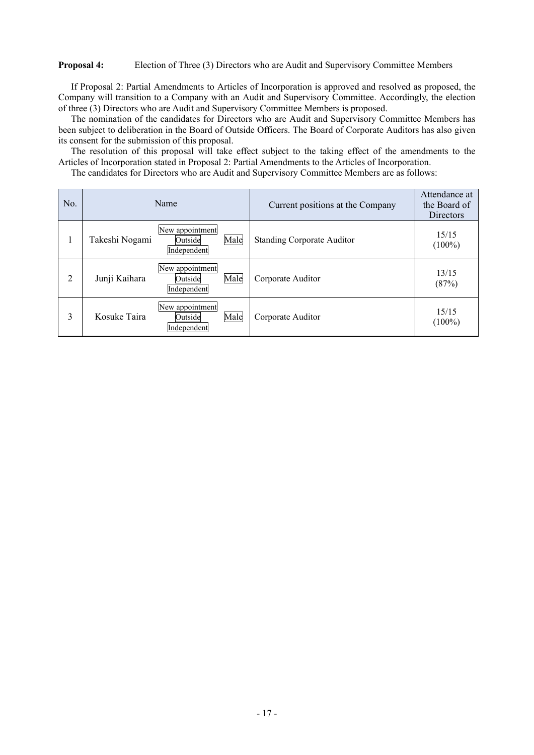**Proposal 4:** Election of Three (3) Directors who are Audit and Supervisory Committee Members

If Proposal 2: Partial Amendments to Articles of Incorporation is approved and resolved as proposed, the Company will transition to a Company with an Audit and Supervisory Committee. Accordingly, the election of three (3) Directors who are Audit and Supervisory Committee Members is proposed.

The nomination of the candidates for Directors who are Audit and Supervisory Committee Members has been subject to deliberation in the Board of Outside Officers. The Board of Corporate Auditors has also given its consent for the submission of this proposal.

The resolution of this proposal will take effect subject to the taking effect of the amendments to the Articles of Incorporation stated in Proposal 2: Partial Amendments to the Articles of Incorporation.

The candidates for Directors who are Audit and Supervisory Committee Members are as follows:

| No. | Name | | | Current positions at the Company | Attendance at the Board of Directors |
|---|---|---|---|---|---|
| 1 | Takeshi Nogami | New appointment Outside Independent | Male | Standing Corporate Auditor | 15/15 (100%) |
| 2 | Junji Kaihara | New appointment Outside Independent | Male | Corporate Auditor | 13/15 (87%) |
| 3 | Kosuke Taira | New appointment Outside Independent | Male | Corporate Auditor | 15/15 (100%) |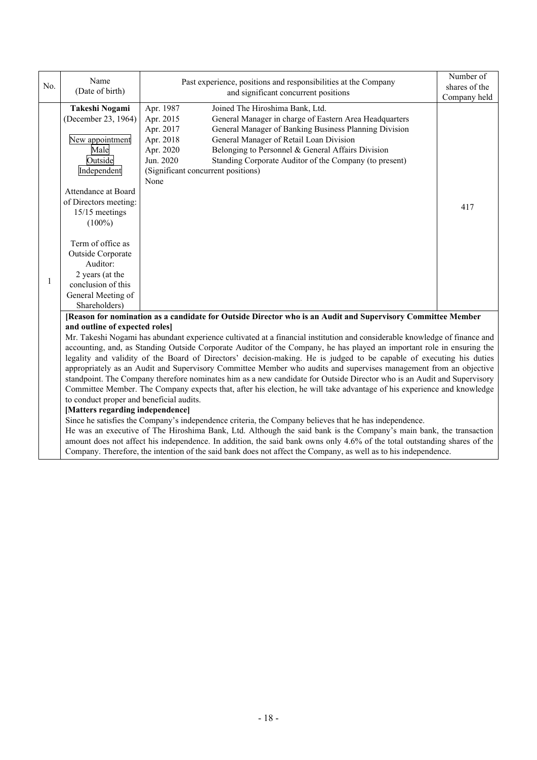| No. | Name (Date of birth) | Past experience, positions and responsibilities at the Company and significant concurrent positions | Number of shares of the Company held |
|---|---|---|---|
| 1 | **Takeshi Nogami** (December 23, 1964)<br><br>New appointment<br>Male<br>Outside<br>Independent<br><br>Attendance at Board of Directors meeting: 15/15 meetings (100%)<br><br>Term of office as Outside Corporate Auditor: 2 years (at the conclusion of this General Meeting of Shareholders) | Apr. 1987 Joined The Hiroshima Bank, Ltd.<br>Apr. 2015 General Manager in charge of Eastern Area Headquarters<br>Apr. 2017 General Manager of Banking Business Planning Division<br>Apr. 2018 General Manager of Retail Loan Division<br>Apr. 2020 Belonging to Personnel & General Affairs Division<br>Jun. 2020 Standing Corporate Auditor of the Company (to present)<br>(Significant concurrent positions)<br>None | 417 |

**[Reason for nomination as a candidate for Outside Director who is an Audit and Supervisory Committee Member and outline of expected roles]**

Mr. Takeshi Nogami has abundant experience cultivated at a financial institution and considerable knowledge of finance and accounting, and, as Standing Outside Corporate Auditor of the Company, he has played an important role in ensuring the legality and validity of the Board of Directors' decision-making. He is judged to be capable of executing his duties appropriately as an Audit and Supervisory Committee Member who audits and supervises management from an objective standpoint. The Company therefore nominates him as a new candidate for Outside Director who is an Audit and Supervisory Committee Member. The Company expects that, after his election, he will take advantage of his experience and knowledge to conduct proper and beneficial audits.

**[Matters regarding independence]**

Since he satisfies the Company's independence criteria, the Company believes that he has independence.

He was an executive of The Hiroshima Bank, Ltd. Although the said bank is the Company's main bank, the transaction amount does not affect his independence. In addition, the said bank owns only 4.6% of the total outstanding shares of the Company. Therefore, the intention of the said bank does not affect the Company, as well as to his independence.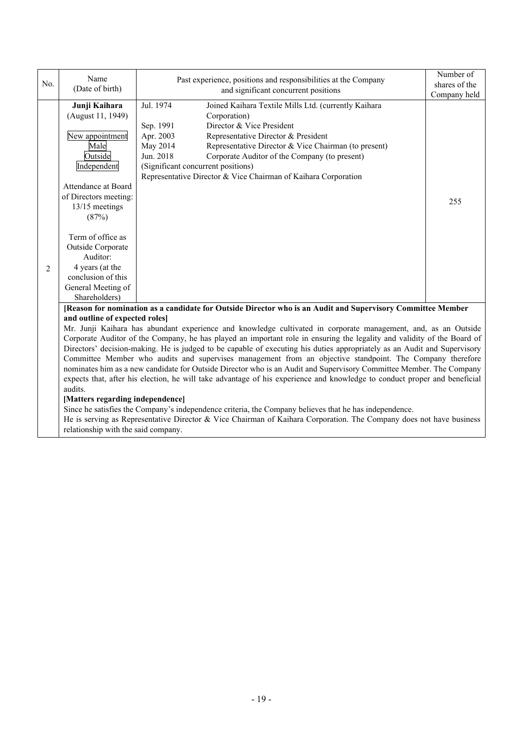| No. | Name (Date of birth) | Past experience, positions and responsibilities at the Company and significant concurrent positions | Number of shares of the Company held |
|---|---|---|---|
| 2 | **Junji Kaihara** (August 11, 1949)<br><br>New appointment<br>Male<br>Outside<br>Independent<br><br>Attendance at Board of Directors meeting: 13/15 meetings (87%)<br><br>Term of office as Outside Corporate Auditor: 4 years (at the conclusion of this General Meeting of Shareholders) | Jul. 1974 Joined Kaihara Textile Mills Ltd. (currently Kaihara Corporation)<br>Sep. 1991 Director & Vice President<br>Apr. 2003 Representative Director & President<br>May 2014 Representative Director & Vice Chairman (to present)<br>Jun. 2018 Corporate Auditor of the Company (to present)<br>(Significant concurrent positions)<br>Representative Director & Vice Chairman of Kaihara Corporation | 255 |

**[Reason for nomination as a candidate for Outside Director who is an Audit and Supervisory Committee Member and outline of expected roles]**

Mr. Junji Kaihara has abundant experience and knowledge cultivated in corporate management, and, as an Outside Corporate Auditor of the Company, he has played an important role in ensuring the legality and validity of the Board of Directors' decision-making. He is judged to be capable of executing his duties appropriately as an Audit and Supervisory Committee Member who audits and supervises management from an objective standpoint. The Company therefore nominates him as a new candidate for Outside Director who is an Audit and Supervisory Committee Member. The Company expects that, after his election, he will take advantage of his experience and knowledge to conduct proper and beneficial audits.

**[Matters regarding independence]**

Since he satisfies the Company's independence criteria, the Company believes that he has independence.

He is serving as Representative Director & Vice Chairman of Kaihara Corporation. The Company does not have business relationship with the said company.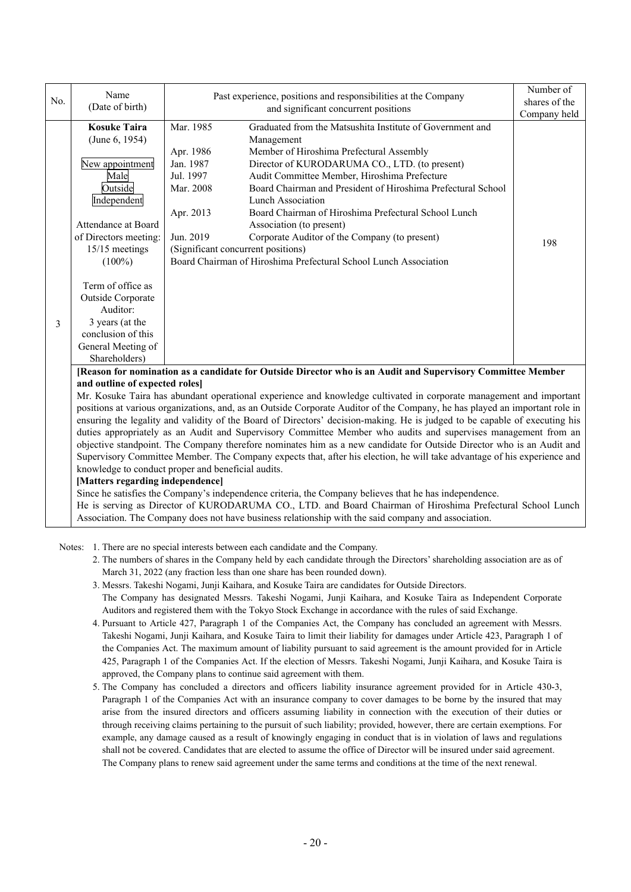| No. | Name (Date of birth) | Past experience, positions and responsibilities at the Company and significant concurrent positions | Number of shares of the Company held |
|---|---|---|---|
| 3 | **Kosuke Taira** (June 6, 1954)<br><br>New appointment<br>Male<br>Outside<br>Independent<br><br>Attendance at Board of Directors meeting: 15/15 meetings (100%)<br><br>Term of office as Outside Corporate Auditor: 3 years (at the conclusion of this General Meeting of Shareholders) | Mar. 1985 Graduated from the Matsushita Institute of Government and Management<br>Apr. 1986 Member of Hiroshima Prefectural Assembly<br>Jan. 1987 Director of KURODARUMA CO., LTD. (to present)<br>Jul. 1997 Audit Committee Member, Hiroshima Prefecture<br>Mar. 2008 Board Chairman and President of Hiroshima Prefectural School Lunch Association<br>Apr. 2013 Board Chairman of Hiroshima Prefectural School Lunch Association (to present)<br>Jun. 2019 Corporate Auditor of the Company (to present)<br>(Significant concurrent positions)<br>Board Chairman of Hiroshima Prefectural School Lunch Association | 198 |

**[Reason for nomination as a candidate for Outside Director who is an Audit and Supervisory Committee Member and outline of expected roles]**

Mr. Kosuke Taira has abundant operational experience and knowledge cultivated in corporate management and important positions at various organizations, and, as an Outside Corporate Auditor of the Company, he has played an important role in ensuring the legality and validity of the Board of Directors' decision-making. He is judged to be capable of executing his duties appropriately as an Audit and Supervisory Committee Member who audits and supervises management from an objective standpoint. The Company therefore nominates him as a new candidate for Outside Director who is an Audit and Supervisory Committee Member. The Company expects that, after his election, he will take advantage of his experience and knowledge to conduct proper and beneficial audits.

**[Matters regarding independence]**

Since he satisfies the Company's independence criteria, the Company believes that he has independence.
He is serving as Director of KURODARUMA CO., LTD. and Board Chairman of Hiroshima Prefectural School Lunch Association. The Company does not have business relationship with the said company and association.

Notes:
1. There are no special interests between each candidate and the Company.
2. The numbers of shares in the Company held by each candidate through the Directors' shareholding association are as of March 31, 2022 (any fraction less than one share has been rounded down).
3. Messrs. Takeshi Nogami, Junji Kaihara, and Kosuke Taira are candidates for Outside Directors.
   The Company has designated Messrs. Takeshi Nogami, Junji Kaihara, and Kosuke Taira as Independent Corporate Auditors and registered them with the Tokyo Stock Exchange in accordance with the rules of said Exchange.
4. Pursuant to Article 427, Paragraph 1 of the Companies Act, the Company has concluded an agreement with Messrs. Takeshi Nogami, Junji Kaihara, and Kosuke Taira to limit their liability for damages under Article 423, Paragraph 1 of the Companies Act. The maximum amount of liability pursuant to said agreement is the amount provided for in Article 425, Paragraph 1 of the Companies Act. If the election of Messrs. Takeshi Nogami, Junji Kaihara, and Kosuke Taira is approved, the Company plans to continue said agreement with them.
5. The Company has concluded a directors and officers liability insurance agreement provided for in Article 430-3, Paragraph 1 of the Companies Act with an insurance company to cover damages to be borne by the insured that may arise from the insured directors and officers assuming liability in connection with the execution of their duties or through receiving claims pertaining to the pursuit of such liability; provided, however, there are certain exemptions. For example, any damage caused as a result of knowingly engaging in conduct that is in violation of laws and regulations shall not be covered. Candidates that are elected to assume the office of Director will be insured under said agreement. The Company plans to renew said agreement under the same terms and conditions at the time of the next renewal.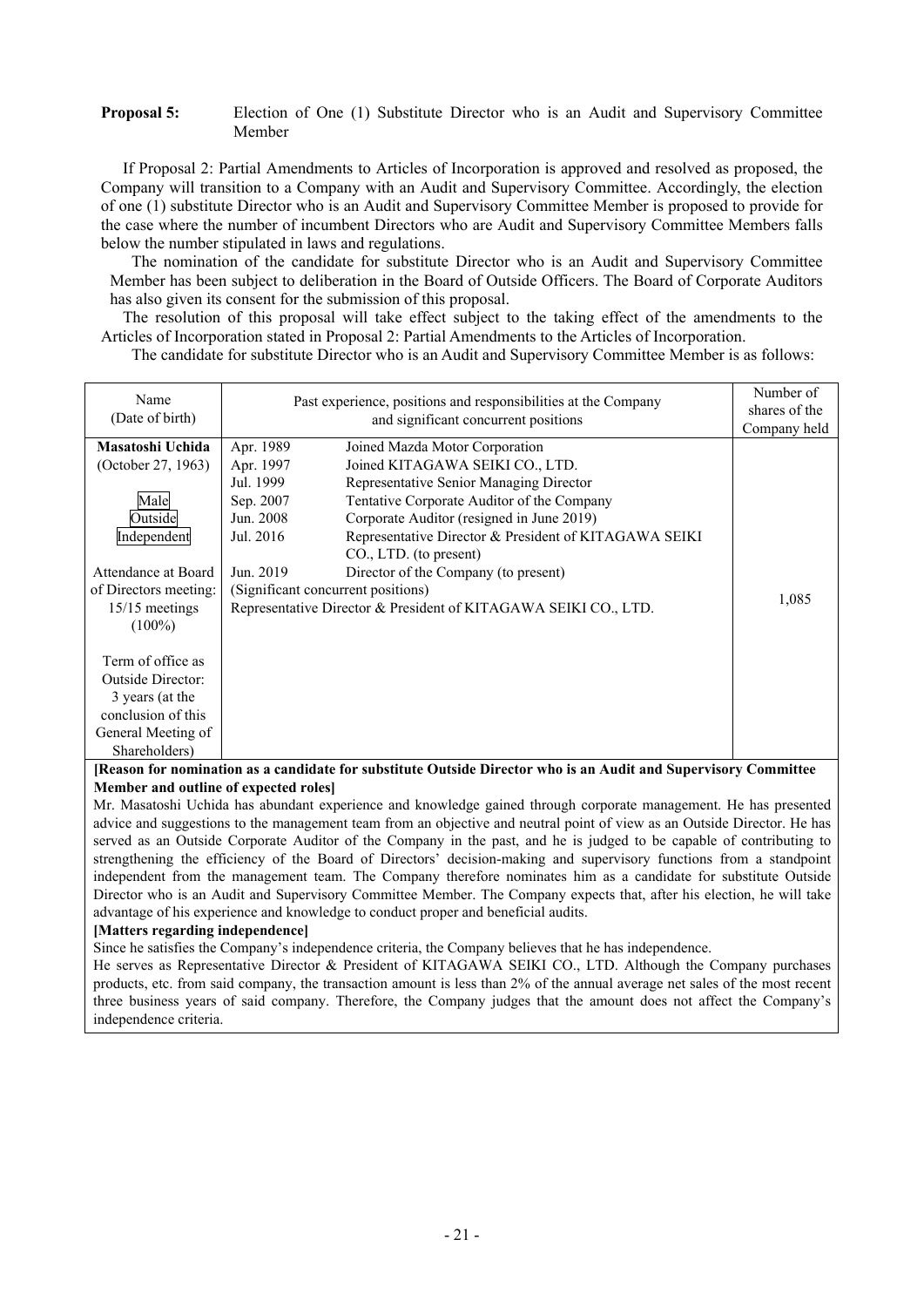**Proposal 5:** Election of One (1) Substitute Director who is an Audit and Supervisory Committee Member

If Proposal 2: Partial Amendments to Articles of Incorporation is approved and resolved as proposed, the Company will transition to a Company with an Audit and Supervisory Committee. Accordingly, the election of one (1) substitute Director who is an Audit and Supervisory Committee Member is proposed to provide for the case where the number of incumbent Directors who are Audit and Supervisory Committee Members falls below the number stipulated in laws and regulations.

The nomination of the candidate for substitute Director who is an Audit and Supervisory Committee Member has been subject to deliberation in the Board of Outside Officers. The Board of Corporate Auditors has also given its consent for the submission of this proposal.

The resolution of this proposal will take effect subject to the taking effect of the amendments to the Articles of Incorporation stated in Proposal 2: Partial Amendments to the Articles of Incorporation.

The candidate for substitute Director who is an Audit and Supervisory Committee Member is as follows:

| Name (Date of birth) | Past experience, positions and responsibilities at the Company and significant concurrent positions | | Number of shares of the Company held |
|---|---|---|---|
| **Masatoshi Uchida**<br>(October 27, 1963)<br><br>Male<br>Outside<br>Independent<br><br>Attendance at Board of Directors meeting:<br>15/15 meetings (100%)<br><br>Term of office as Outside Director:<br>3 years (at the conclusion of this General Meeting of Shareholders) | Apr. 1989<br>Apr. 1997<br>Jul. 1999<br>Sep. 2007<br>Jun. 2008<br>Jul. 2016<br><br>Jun. 2019 | Joined Mazda Motor Corporation<br>Joined KITAGAWA SEIKI CO., LTD.<br>Representative Senior Managing Director<br>Tentative Corporate Auditor of the Company<br>Corporate Auditor (resigned in June 2019)<br>Representative Director & President of KITAGAWA SEIKI CO., LTD. (to present)<br>Director of the Company (to present)<br>(Significant concurrent positions)<br>Representative Director & President of KITAGAWA SEIKI CO., LTD. | 1,085 |

**[Reason for nomination as a candidate for substitute Outside Director who is an Audit and Supervisory Committee Member and outline of expected roles]**

Mr. Masatoshi Uchida has abundant experience and knowledge gained through corporate management. He has presented advice and suggestions to the management team from an objective and neutral point of view as an Outside Director. He has served as an Outside Corporate Auditor of the Company in the past, and he is judged to be capable of contributing to strengthening the efficiency of the Board of Directors' decision-making and supervisory functions from a standpoint independent from the management team. The Company therefore nominates him as a candidate for substitute Outside Director who is an Audit and Supervisory Committee Member. The Company expects that, after his election, he will take advantage of his experience and knowledge to conduct proper and beneficial audits.

**[Matters regarding independence]**

Since he satisfies the Company's independence criteria, the Company believes that he has independence.

He serves as Representative Director & President of KITAGAWA SEIKI CO., LTD. Although the Company purchases products, etc. from said company, the transaction amount is less than 2% of the annual average net sales of the most recent three business years of said company. Therefore, the Company judges that the amount does not affect the Company's independence criteria.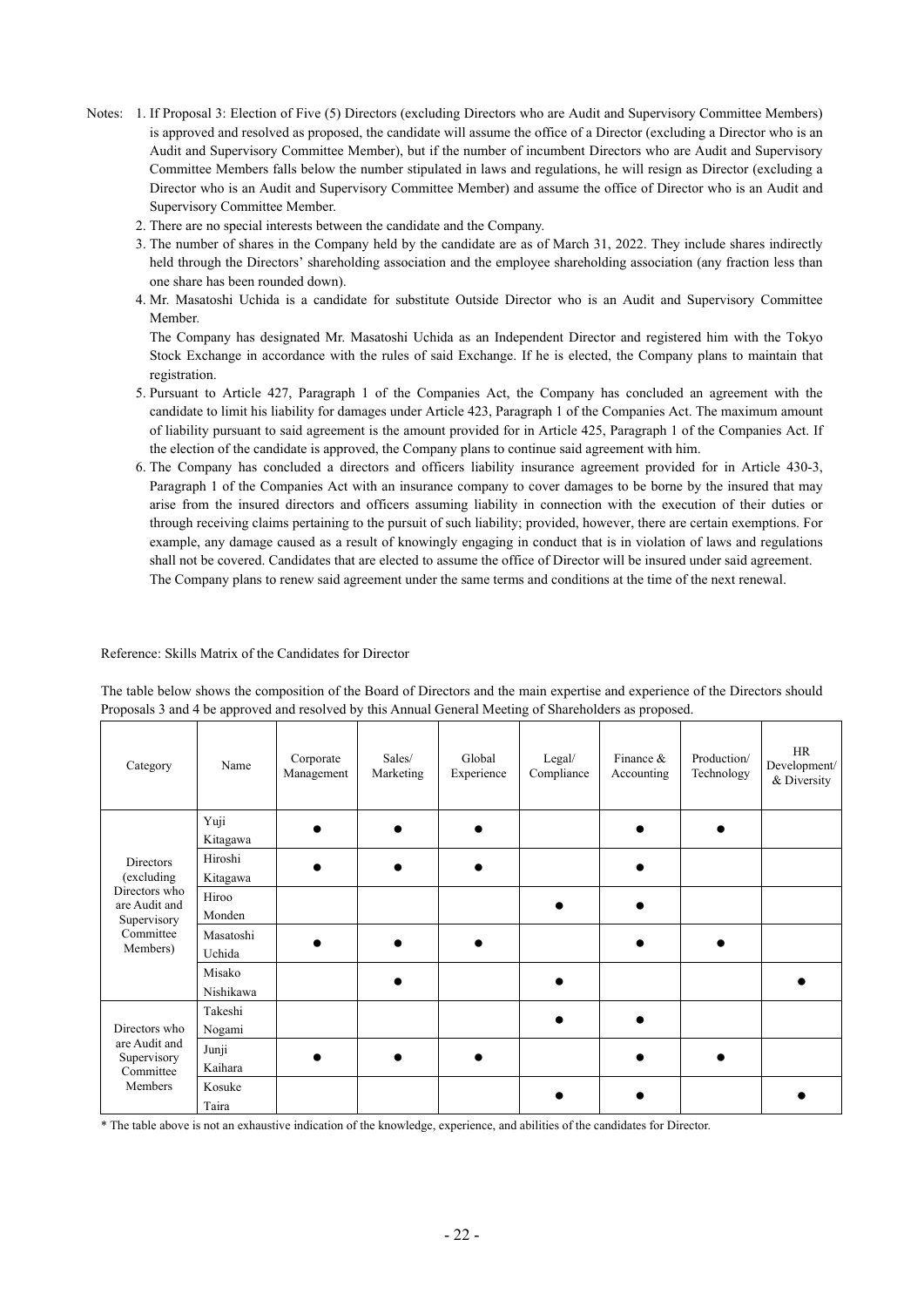Notes: 1. If Proposal 3: Election of Five (5) Directors (excluding Directors who are Audit and Supervisory Committee Members) is approved and resolved as proposed, the candidate will assume the office of a Director (excluding a Director who is an Audit and Supervisory Committee Member), but if the number of incumbent Directors who are Audit and Supervisory Committee Members falls below the number stipulated in laws and regulations, he will resign as Director (excluding a Director who is an Audit and Supervisory Committee Member) and assume the office of Director who is an Audit and Supervisory Committee Member.

2. There are no special interests between the candidate and the Company.

3. The number of shares in the Company held by the candidate are as of March 31, 2022. They include shares indirectly held through the Directors' shareholding association and the employee shareholding association (any fraction less than one share has been rounded down).

4. Mr. Masatoshi Uchida is a candidate for substitute Outside Director who is an Audit and Supervisory Committee Member.
   The Company has designated Mr. Masatoshi Uchida as an Independent Director and registered him with the Tokyo Stock Exchange in accordance with the rules of said Exchange. If he is elected, the Company plans to maintain that registration.

5. Pursuant to Article 427, Paragraph 1 of the Companies Act, the Company has concluded an agreement with the candidate to limit his liability for damages under Article 423, Paragraph 1 of the Companies Act. The maximum amount of liability pursuant to said agreement is the amount provided for in Article 425, Paragraph 1 of the Companies Act. If the election of the candidate is approved, the Company plans to continue said agreement with him.

6. The Company has concluded a directors and officers liability insurance agreement provided for in Article 430-3, Paragraph 1 of the Companies Act with an insurance company to cover damages to be borne by the insured that may arise from the insured directors and officers assuming liability in connection with the execution of their duties or through receiving claims pertaining to the pursuit of such liability; provided, however, there are certain exemptions. For example, any damage caused as a result of knowingly engaging in conduct that is in violation of laws and regulations shall not be covered. Candidates that are elected to assume the office of Director will be insured under said agreement.
   The Company plans to renew said agreement under the same terms and conditions at the time of the next renewal.

Reference: Skills Matrix of the Candidates for Director

The table below shows the composition of the Board of Directors and the main expertise and experience of the Directors should Proposals 3 and 4 be approved and resolved by this Annual General Meeting of Shareholders as proposed.

| Category | Name | Corporate Management | Sales/ Marketing | Global Experience | Legal/ Compliance | Finance & Accounting | Production/ Technology | HR Development/ & Diversity |
|---|---|---|---|---|---|---|---|---|
| Directors (excluding Directors who are Audit and Supervisory Committee Members) | Yuji Kitagawa | ● | ● | ● | | ● | ● | |
| | Hiroshi Kitagawa | ● | ● | ● | | ● | | |
| | Hiroo Monden | | | | ● | ● | | |
| | Masatoshi Uchida | ● | ● | ● | | ● | ● | |
| | Misako Nishikawa | | ● | | ● | | | ● |
| Directors who are Audit and Supervisory Committee Members | Takeshi Nogami | | | | ● | ● | | |
| | Junji Kaihara | ● | ● | ● | | ● | ● | |
| | Kosuke Taira | | | | ● | ● | | ● |

* The table above is not an exhaustive indication of the knowledge, experience, and abilities of the candidates for Director.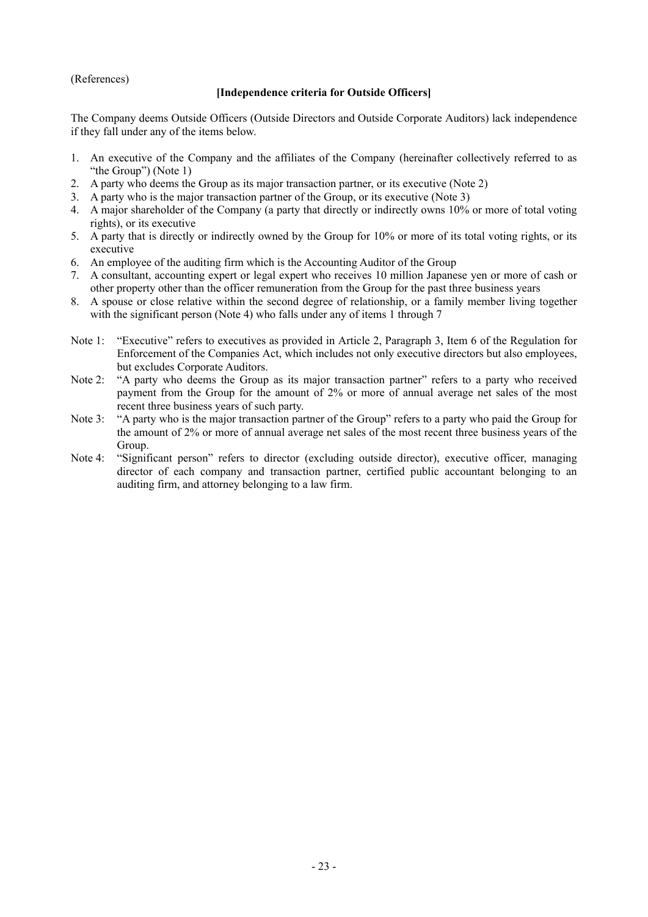(References)

**[Independence criteria for Outside Officers]**

The Company deems Outside Officers (Outside Directors and Outside Corporate Auditors) lack independence if they fall under any of the items below.

1. An executive of the Company and the affiliates of the Company (hereinafter collectively referred to as "the Group") (Note 1)
2. A party who deems the Group as its major transaction partner, or its executive (Note 2)
3. A party who is the major transaction partner of the Group, or its executive (Note 3)
4. A major shareholder of the Company (a party that directly or indirectly owns 10% or more of total voting rights), or its executive
5. A party that is directly or indirectly owned by the Group for 10% or more of its total voting rights, or its executive
6. An employee of the auditing firm which is the Accounting Auditor of the Group
7. A consultant, accounting expert or legal expert who receives 10 million Japanese yen or more of cash or other property other than the officer remuneration from the Group for the past three business years
8. A spouse or close relative within the second degree of relationship, or a family member living together with the significant person (Note 4) who falls under any of items 1 through 7

Note 1: "Executive" refers to executives as provided in Article 2, Paragraph 3, Item 6 of the Regulation for Enforcement of the Companies Act, which includes not only executive directors but also employees, but excludes Corporate Auditors.

Note 2: "A party who deems the Group as its major transaction partner" refers to a party who received payment from the Group for the amount of 2% or more of annual average net sales of the most recent three business years of such party.

Note 3: "A party who is the major transaction partner of the Group" refers to a party who paid the Group for the amount of 2% or more of annual average net sales of the most recent three business years of the Group.

Note 4: "Significant person" refers to director (excluding outside director), executive officer, managing director of each company and transaction partner, certified public accountant belonging to an auditing firm, and attorney belonging to a law firm.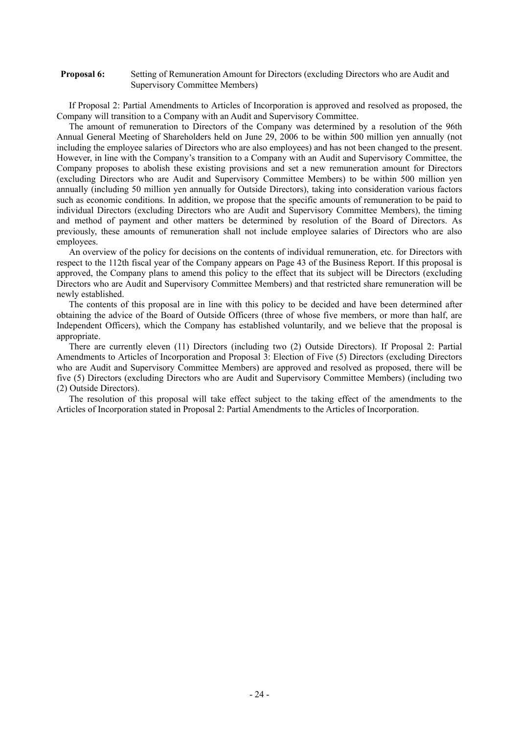**Proposal 6:** Setting of Remuneration Amount for Directors (excluding Directors who are Audit and Supervisory Committee Members)

If Proposal 2: Partial Amendments to Articles of Incorporation is approved and resolved as proposed, the Company will transition to a Company with an Audit and Supervisory Committee.

The amount of remuneration to Directors of the Company was determined by a resolution of the 96th Annual General Meeting of Shareholders held on June 29, 2006 to be within 500 million yen annually (not including the employee salaries of Directors who are also employees) and has not been changed to the present. However, in line with the Company's transition to a Company with an Audit and Supervisory Committee, the Company proposes to abolish these existing provisions and set a new remuneration amount for Directors (excluding Directors who are Audit and Supervisory Committee Members) to be within 500 million yen annually (including 50 million yen annually for Outside Directors), taking into consideration various factors such as economic conditions. In addition, we propose that the specific amounts of remuneration to be paid to individual Directors (excluding Directors who are Audit and Supervisory Committee Members), the timing and method of payment and other matters be determined by resolution of the Board of Directors. As previously, these amounts of remuneration shall not include employee salaries of Directors who are also employees.

An overview of the policy for decisions on the contents of individual remuneration, etc. for Directors with respect to the 112th fiscal year of the Company appears on Page 43 of the Business Report. If this proposal is approved, the Company plans to amend this policy to the effect that its subject will be Directors (excluding Directors who are Audit and Supervisory Committee Members) and that restricted share remuneration will be newly established.

The contents of this proposal are in line with this policy to be decided and have been determined after obtaining the advice of the Board of Outside Officers (three of whose five members, or more than half, are Independent Officers), which the Company has established voluntarily, and we believe that the proposal is appropriate.

There are currently eleven (11) Directors (including two (2) Outside Directors). If Proposal 2: Partial Amendments to Articles of Incorporation and Proposal 3: Election of Five (5) Directors (excluding Directors who are Audit and Supervisory Committee Members) are approved and resolved as proposed, there will be five (5) Directors (excluding Directors who are Audit and Supervisory Committee Members) (including two (2) Outside Directors).

The resolution of this proposal will take effect subject to the taking effect of the amendments to the Articles of Incorporation stated in Proposal 2: Partial Amendments to the Articles of Incorporation.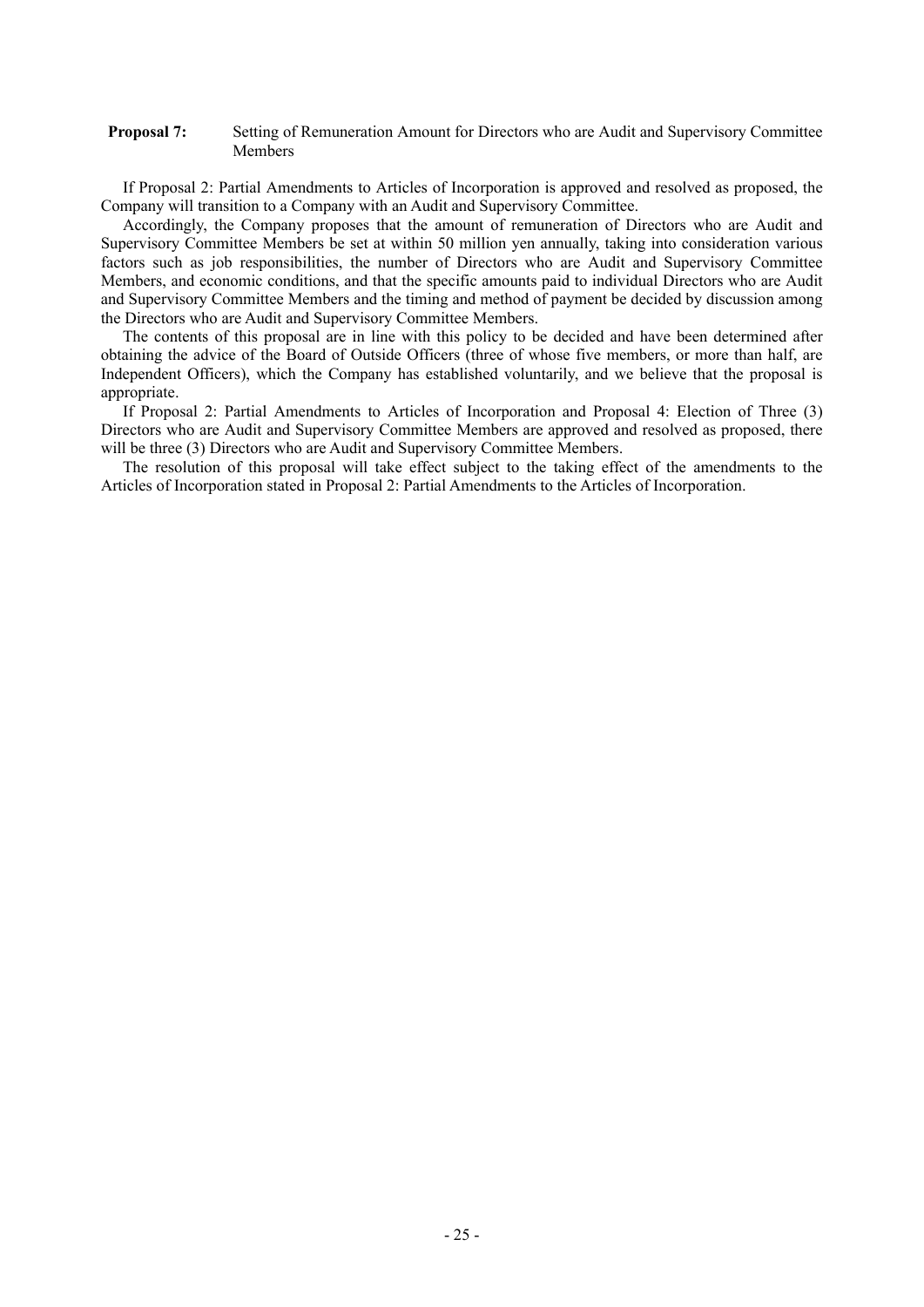**Proposal 7:** Setting of Remuneration Amount for Directors who are Audit and Supervisory Committee Members

If Proposal 2: Partial Amendments to Articles of Incorporation is approved and resolved as proposed, the Company will transition to a Company with an Audit and Supervisory Committee.

Accordingly, the Company proposes that the amount of remuneration of Directors who are Audit and Supervisory Committee Members be set at within 50 million yen annually, taking into consideration various factors such as job responsibilities, the number of Directors who are Audit and Supervisory Committee Members, and economic conditions, and that the specific amounts paid to individual Directors who are Audit and Supervisory Committee Members and the timing and method of payment be decided by discussion among the Directors who are Audit and Supervisory Committee Members.

The contents of this proposal are in line with this policy to be decided and have been determined after obtaining the advice of the Board of Outside Officers (three of whose five members, or more than half, are Independent Officers), which the Company has established voluntarily, and we believe that the proposal is appropriate.

If Proposal 2: Partial Amendments to Articles of Incorporation and Proposal 4: Election of Three (3) Directors who are Audit and Supervisory Committee Members are approved and resolved as proposed, there will be three (3) Directors who are Audit and Supervisory Committee Members.

The resolution of this proposal will take effect subject to the taking effect of the amendments to the Articles of Incorporation stated in Proposal 2: Partial Amendments to the Articles of Incorporation.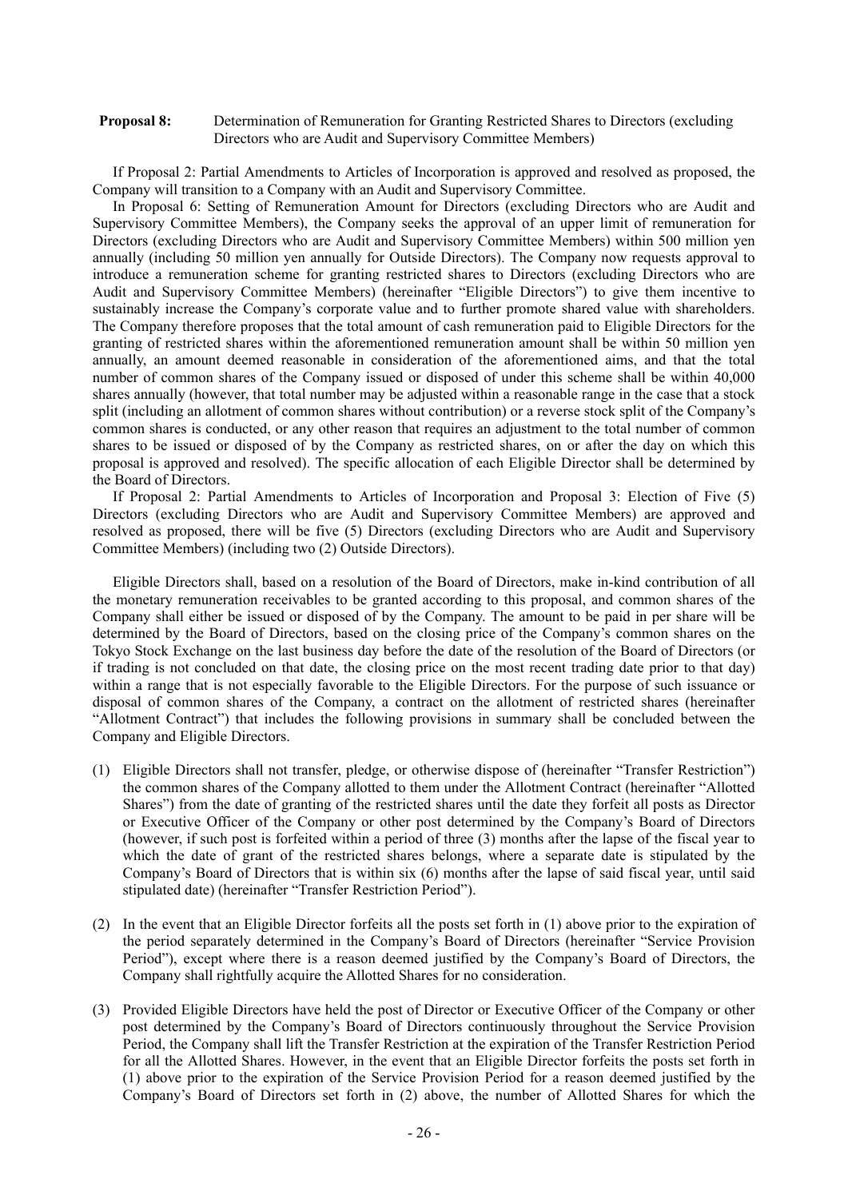**Proposal 8:** Determination of Remuneration for Granting Restricted Shares to Directors (excluding Directors who are Audit and Supervisory Committee Members)

If Proposal 2: Partial Amendments to Articles of Incorporation is approved and resolved as proposed, the Company will transition to a Company with an Audit and Supervisory Committee.

In Proposal 6: Setting of Remuneration Amount for Directors (excluding Directors who are Audit and Supervisory Committee Members), the Company seeks the approval of an upper limit of remuneration for Directors (excluding Directors who are Audit and Supervisory Committee Members) within 500 million yen annually (including 50 million yen annually for Outside Directors). The Company now requests approval to introduce a remuneration scheme for granting restricted shares to Directors (excluding Directors who are Audit and Supervisory Committee Members) (hereinafter "Eligible Directors") to give them incentive to sustainably increase the Company's corporate value and to further promote shared value with shareholders. The Company therefore proposes that the total amount of cash remuneration paid to Eligible Directors for the granting of restricted shares within the aforementioned remuneration amount shall be within 50 million yen annually, an amount deemed reasonable in consideration of the aforementioned aims, and that the total number of common shares of the Company issued or disposed of under this scheme shall be within 40,000 shares annually (however, that total number may be adjusted within a reasonable range in the case that a stock split (including an allotment of common shares without contribution) or a reverse stock split of the Company's common shares is conducted, or any other reason that requires an adjustment to the total number of common shares to be issued or disposed of by the Company as restricted shares, on or after the day on which this proposal is approved and resolved). The specific allocation of each Eligible Director shall be determined by the Board of Directors.

If Proposal 2: Partial Amendments to Articles of Incorporation and Proposal 3: Election of Five (5) Directors (excluding Directors who are Audit and Supervisory Committee Members) are approved and resolved as proposed, there will be five (5) Directors (excluding Directors who are Audit and Supervisory Committee Members) (including two (2) Outside Directors).

Eligible Directors shall, based on a resolution of the Board of Directors, make in-kind contribution of all the monetary remuneration receivables to be granted according to this proposal, and common shares of the Company shall either be issued or disposed of by the Company. The amount to be paid in per share will be determined by the Board of Directors, based on the closing price of the Company's common shares on the Tokyo Stock Exchange on the last business day before the date of the resolution of the Board of Directors (or if trading is not concluded on that date, the closing price on the most recent trading date prior to that day) within a range that is not especially favorable to the Eligible Directors. For the purpose of such issuance or disposal of common shares of the Company, a contract on the allotment of restricted shares (hereinafter "Allotment Contract") that includes the following provisions in summary shall be concluded between the Company and Eligible Directors.

(1) Eligible Directors shall not transfer, pledge, or otherwise dispose of (hereinafter "Transfer Restriction") the common shares of the Company allotted to them under the Allotment Contract (hereinafter "Allotted Shares") from the date of granting of the restricted shares until the date they forfeit all posts as Director or Executive Officer of the Company or other post determined by the Company's Board of Directors (however, if such post is forfeited within a period of three (3) months after the lapse of the fiscal year to which the date of grant of the restricted shares belongs, where a separate date is stipulated by the Company's Board of Directors that is within six (6) months after the lapse of said fiscal year, until said stipulated date) (hereinafter "Transfer Restriction Period").

(2) In the event that an Eligible Director forfeits all the posts set forth in (1) above prior to the expiration of the period separately determined in the Company's Board of Directors (hereinafter "Service Provision Period"), except where there is a reason deemed justified by the Company's Board of Directors, the Company shall rightfully acquire the Allotted Shares for no consideration.

(3) Provided Eligible Directors have held the post of Director or Executive Officer of the Company or other post determined by the Company's Board of Directors continuously throughout the Service Provision Period, the Company shall lift the Transfer Restriction at the expiration of the Transfer Restriction Period for all the Allotted Shares. However, in the event that an Eligible Director forfeits the posts set forth in (1) above prior to the expiration of the Service Provision Period for a reason deemed justified by the Company's Board of Directors set forth in (2) above, the number of Allotted Shares for which the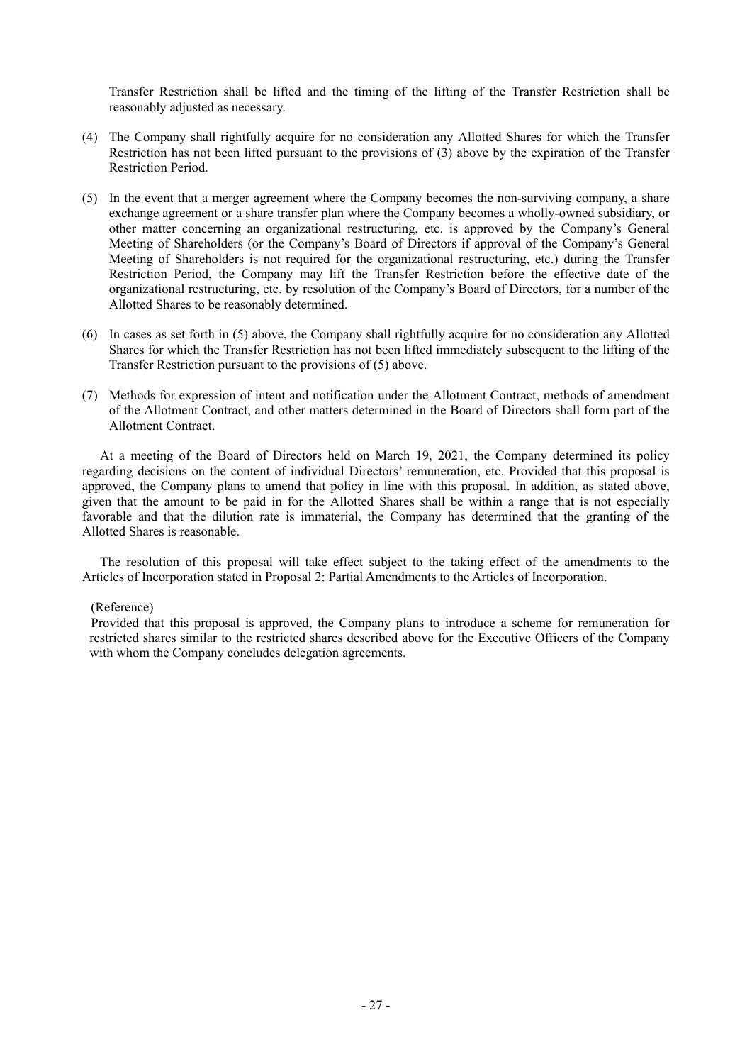Transfer Restriction shall be lifted and the timing of the lifting of the Transfer Restriction shall be reasonably adjusted as necessary.

(4) The Company shall rightfully acquire for no consideration any Allotted Shares for which the Transfer Restriction has not been lifted pursuant to the provisions of (3) above by the expiration of the Transfer Restriction Period.

(5) In the event that a merger agreement where the Company becomes the non-surviving company, a share exchange agreement or a share transfer plan where the Company becomes a wholly-owned subsidiary, or other matter concerning an organizational restructuring, etc. is approved by the Company's General Meeting of Shareholders (or the Company's Board of Directors if approval of the Company's General Meeting of Shareholders is not required for the organizational restructuring, etc.) during the Transfer Restriction Period, the Company may lift the Transfer Restriction before the effective date of the organizational restructuring, etc. by resolution of the Company's Board of Directors, for a number of the Allotted Shares to be reasonably determined.

(6) In cases as set forth in (5) above, the Company shall rightfully acquire for no consideration any Allotted Shares for which the Transfer Restriction has not been lifted immediately subsequent to the lifting of the Transfer Restriction pursuant to the provisions of (5) above.

(7) Methods for expression of intent and notification under the Allotment Contract, methods of amendment of the Allotment Contract, and other matters determined in the Board of Directors shall form part of the Allotment Contract.

At a meeting of the Board of Directors held on March 19, 2021, the Company determined its policy regarding decisions on the content of individual Directors' remuneration, etc. Provided that this proposal is approved, the Company plans to amend that policy in line with this proposal. In addition, as stated above, given that the amount to be paid in for the Allotted Shares shall be within a range that is not especially favorable and that the dilution rate is immaterial, the Company has determined that the granting of the Allotted Shares is reasonable.

The resolution of this proposal will take effect subject to the taking effect of the amendments to the Articles of Incorporation stated in Proposal 2: Partial Amendments to the Articles of Incorporation.

(Reference)

Provided that this proposal is approved, the Company plans to introduce a scheme for remuneration for restricted shares similar to the restricted shares described above for the Executive Officers of the Company with whom the Company concludes delegation agreements.